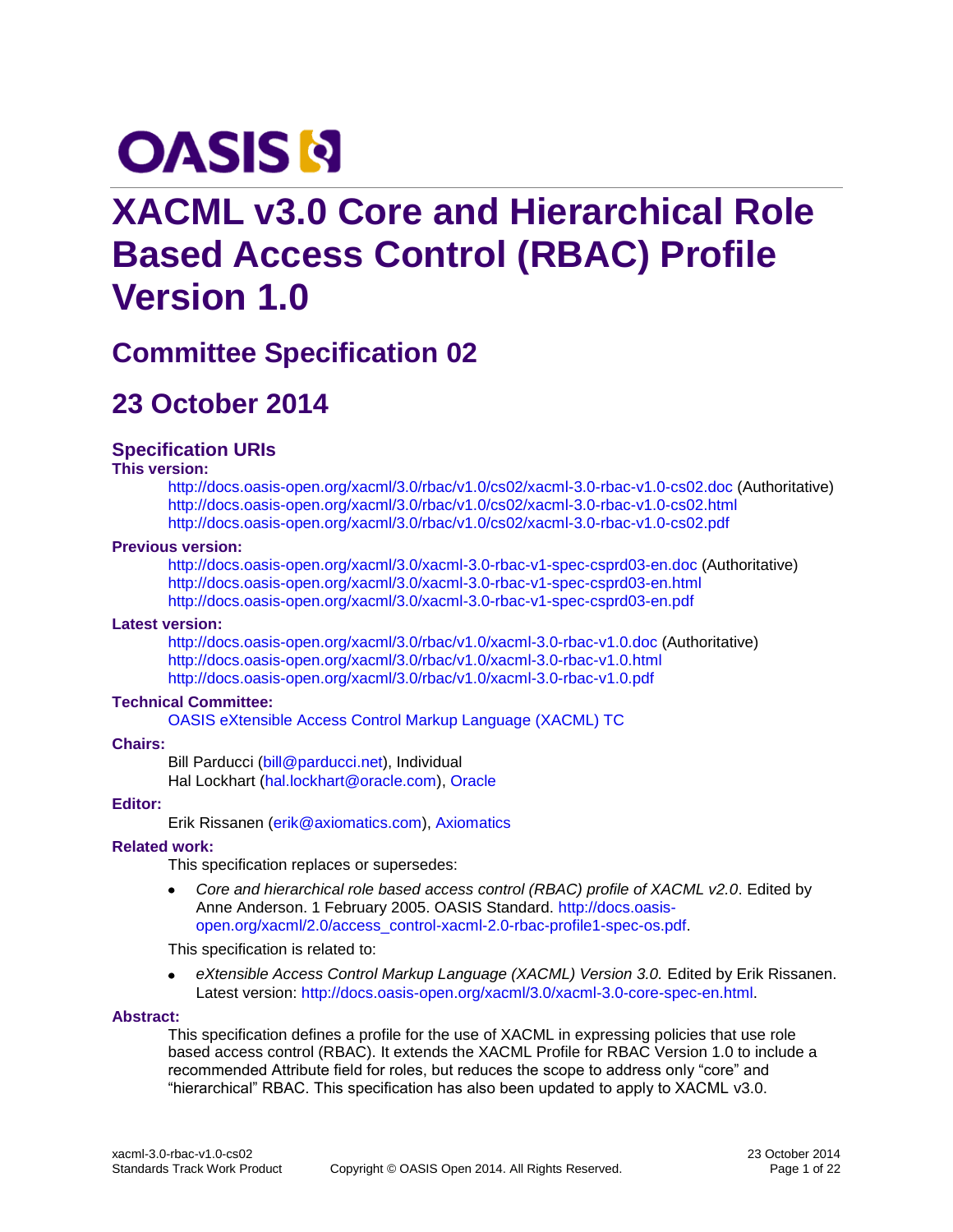OASIS

# XACML v3.0 Core and Hierarchical Role Based Access Control (RBAC) Profile Version 1.0

## Committee Specification 02

## 23 October 2014

### Specification URIs

**This version:**

http://docs.oasis-open.org/xacml/3.0/rbac/v1.0/cs02/xacml-3.0-rbac-v1.0-cs02.doc (Authoritative)
http://docs.oasis-open.org/xacml/3.0/rbac/v1.0/cs02/xacml-3.0-rbac-v1.0-cs02.html
http://docs.oasis-open.org/xacml/3.0/rbac/v1.0/cs02/xacml-3.0-rbac-v1.0-cs02.pdf

**Previous version:**

http://docs.oasis-open.org/xacml/3.0/xacml-3.0-rbac-v1-spec-csprd03-en.doc (Authoritative)
http://docs.oasis-open.org/xacml/3.0/xacml-3.0-rbac-v1-spec-csprd03-en.html
http://docs.oasis-open.org/xacml/3.0/xacml-3.0-rbac-v1-spec-csprd03-en.pdf

**Latest version:**

http://docs.oasis-open.org/xacml/3.0/rbac/v1.0/xacml-3.0-rbac-v1.0.doc (Authoritative)
http://docs.oasis-open.org/xacml/3.0/rbac/v1.0/xacml-3.0-rbac-v1.0.html
http://docs.oasis-open.org/xacml/3.0/rbac/v1.0/xacml-3.0-rbac-v1.0.pdf

**Technical Committee:**

OASIS eXtensible Access Control Markup Language (XACML) TC

**Chairs:**

Bill Parducci (bill@parducci.net), Individual
Hal Lockhart (hal.lockhart@oracle.com), Oracle

**Editor:**

Erik Rissanen (erik@axiomatics.com), Axiomatics

**Related work:**

This specification replaces or supersedes:

- *Core and hierarchical role based access control (RBAC) profile of XACML v2.0*. Edited by Anne Anderson. 1 February 2005. OASIS Standard. http://docs.oasis-open.org/xacml/2.0/access_control-xacml-2.0-rbac-profile1-spec-os.pdf.

This specification is related to:

- *eXtensible Access Control Markup Language (XACML) Version 3.0.* Edited by Erik Rissanen. Latest version: http://docs.oasis-open.org/xacml/3.0/xacml-3.0-core-spec-en.html.

**Abstract:**

This specification defines a profile for the use of XACML in expressing policies that use role based access control (RBAC). It extends the XACML Profile for RBAC Version 1.0 to include a recommended Attribute field for roles, but reduces the scope to address only "core" and "hierarchical" RBAC. This specification has also been updated to apply to XACML v3.0.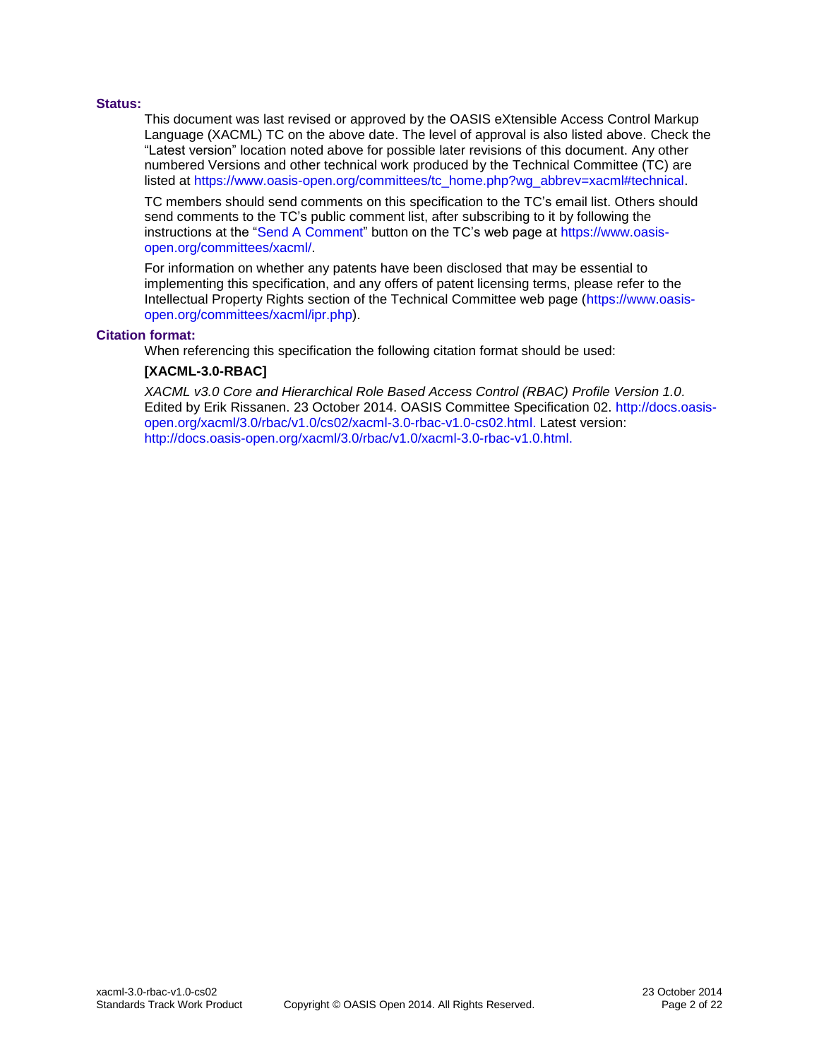**Status:**

This document was last revised or approved by the OASIS eXtensible Access Control Markup Language (XACML) TC on the above date. The level of approval is also listed above. Check the "Latest version" location noted above for possible later revisions of this document. Any other numbered Versions and other technical work produced by the Technical Committee (TC) are listed at https://www.oasis-open.org/committees/tc_home.php?wg_abbrev=xacml#technical.

TC members should send comments on this specification to the TC's email list. Others should send comments to the TC's public comment list, after subscribing to it by following the instructions at the "Send A Comment" button on the TC's web page at https://www.oasis-open.org/committees/xacml/.

For information on whether any patents have been disclosed that may be essential to implementing this specification, and any offers of patent licensing terms, please refer to the Intellectual Property Rights section of the Technical Committee web page (https://www.oasis-open.org/committees/xacml/ipr.php).

**Citation format:**

When referencing this specification the following citation format should be used:

**[XACML-3.0-RBAC]**

*XACML v3.0 Core and Hierarchical Role Based Access Control (RBAC) Profile Version 1.0.* Edited by Erik Rissanen. 23 October 2014. OASIS Committee Specification 02. http://docs.oasis-open.org/xacml/3.0/rbac/v1.0/cs02/xacml-3.0-rbac-v1.0-cs02.html. Latest version: http://docs.oasis-open.org/xacml/3.0/rbac/v1.0/xacml-3.0-rbac-v1.0.html.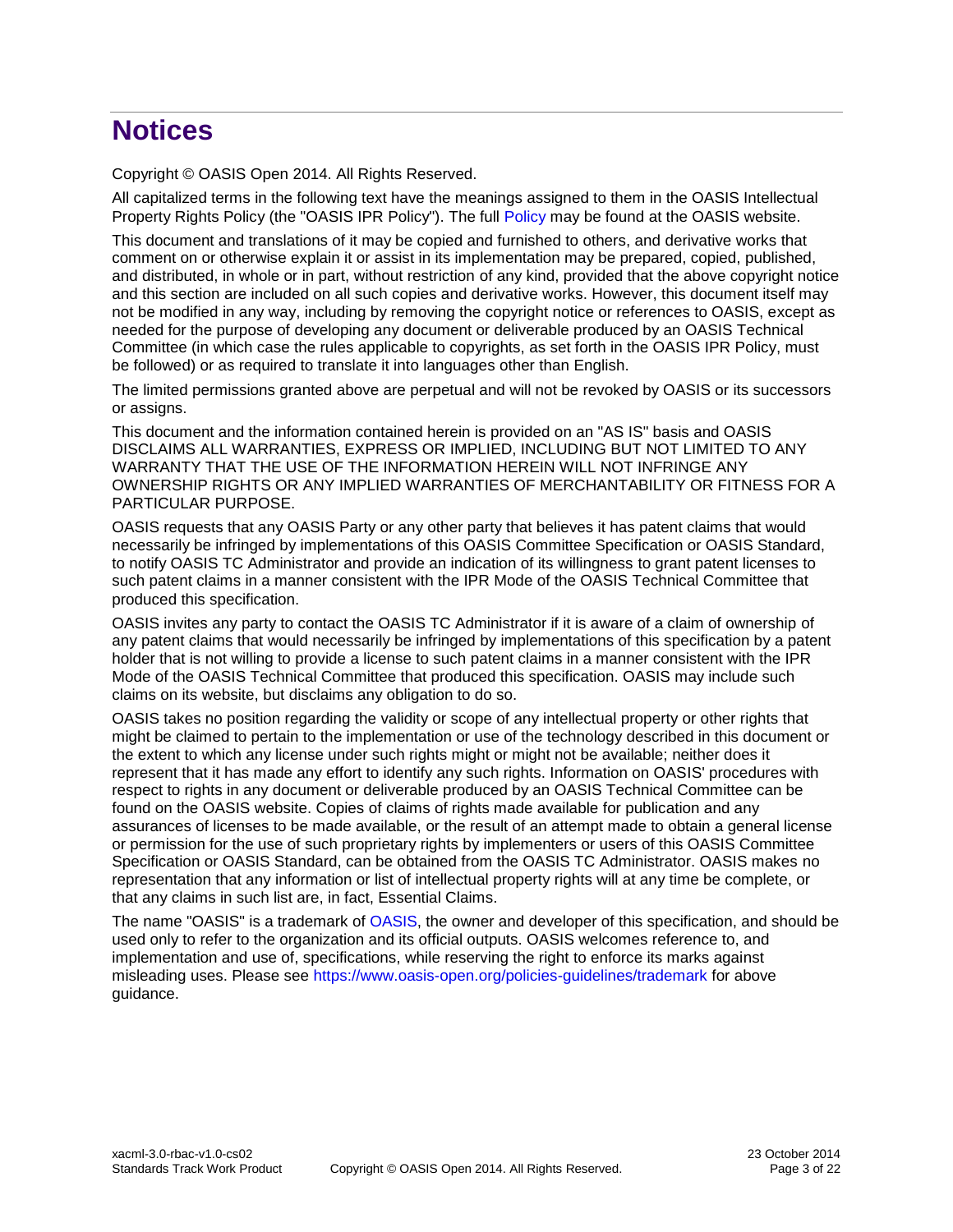# Notices

Copyright © OASIS Open 2014. All Rights Reserved.

All capitalized terms in the following text have the meanings assigned to them in the OASIS Intellectual Property Rights Policy (the "OASIS IPR Policy"). The full Policy may be found at the OASIS website.

This document and translations of it may be copied and furnished to others, and derivative works that comment on or otherwise explain it or assist in its implementation may be prepared, copied, published, and distributed, in whole or in part, without restriction of any kind, provided that the above copyright notice and this section are included on all such copies and derivative works. However, this document itself may not be modified in any way, including by removing the copyright notice or references to OASIS, except as needed for the purpose of developing any document or deliverable produced by an OASIS Technical Committee (in which case the rules applicable to copyrights, as set forth in the OASIS IPR Policy, must be followed) or as required to translate it into languages other than English.

The limited permissions granted above are perpetual and will not be revoked by OASIS or its successors or assigns.

This document and the information contained herein is provided on an "AS IS" basis and OASIS DISCLAIMS ALL WARRANTIES, EXPRESS OR IMPLIED, INCLUDING BUT NOT LIMITED TO ANY WARRANTY THAT THE USE OF THE INFORMATION HEREIN WILL NOT INFRINGE ANY OWNERSHIP RIGHTS OR ANY IMPLIED WARRANTIES OF MERCHANTABILITY OR FITNESS FOR A PARTICULAR PURPOSE.

OASIS requests that any OASIS Party or any other party that believes it has patent claims that would necessarily be infringed by implementations of this OASIS Committee Specification or OASIS Standard, to notify OASIS TC Administrator and provide an indication of its willingness to grant patent licenses to such patent claims in a manner consistent with the IPR Mode of the OASIS Technical Committee that produced this specification.

OASIS invites any party to contact the OASIS TC Administrator if it is aware of a claim of ownership of any patent claims that would necessarily be infringed by implementations of this specification by a patent holder that is not willing to provide a license to such patent claims in a manner consistent with the IPR Mode of the OASIS Technical Committee that produced this specification. OASIS may include such claims on its website, but disclaims any obligation to do so.

OASIS takes no position regarding the validity or scope of any intellectual property or other rights that might be claimed to pertain to the implementation or use of the technology described in this document or the extent to which any license under such rights might or might not be available; neither does it represent that it has made any effort to identify any such rights. Information on OASIS' procedures with respect to rights in any document or deliverable produced by an OASIS Technical Committee can be found on the OASIS website. Copies of claims of rights made available for publication and any assurances of licenses to be made available, or the result of an attempt made to obtain a general license or permission for the use of such proprietary rights by implementers or users of this OASIS Committee Specification or OASIS Standard, can be obtained from the OASIS TC Administrator. OASIS makes no representation that any information or list of intellectual property rights will at any time be complete, or that any claims in such list are, in fact, Essential Claims.

The name "OASIS" is a trademark of OASIS, the owner and developer of this specification, and should be used only to refer to the organization and its official outputs. OASIS welcomes reference to, and implementation and use of, specifications, while reserving the right to enforce its marks against misleading uses. Please see https://www.oasis-open.org/policies-guidelines/trademark for above guidance.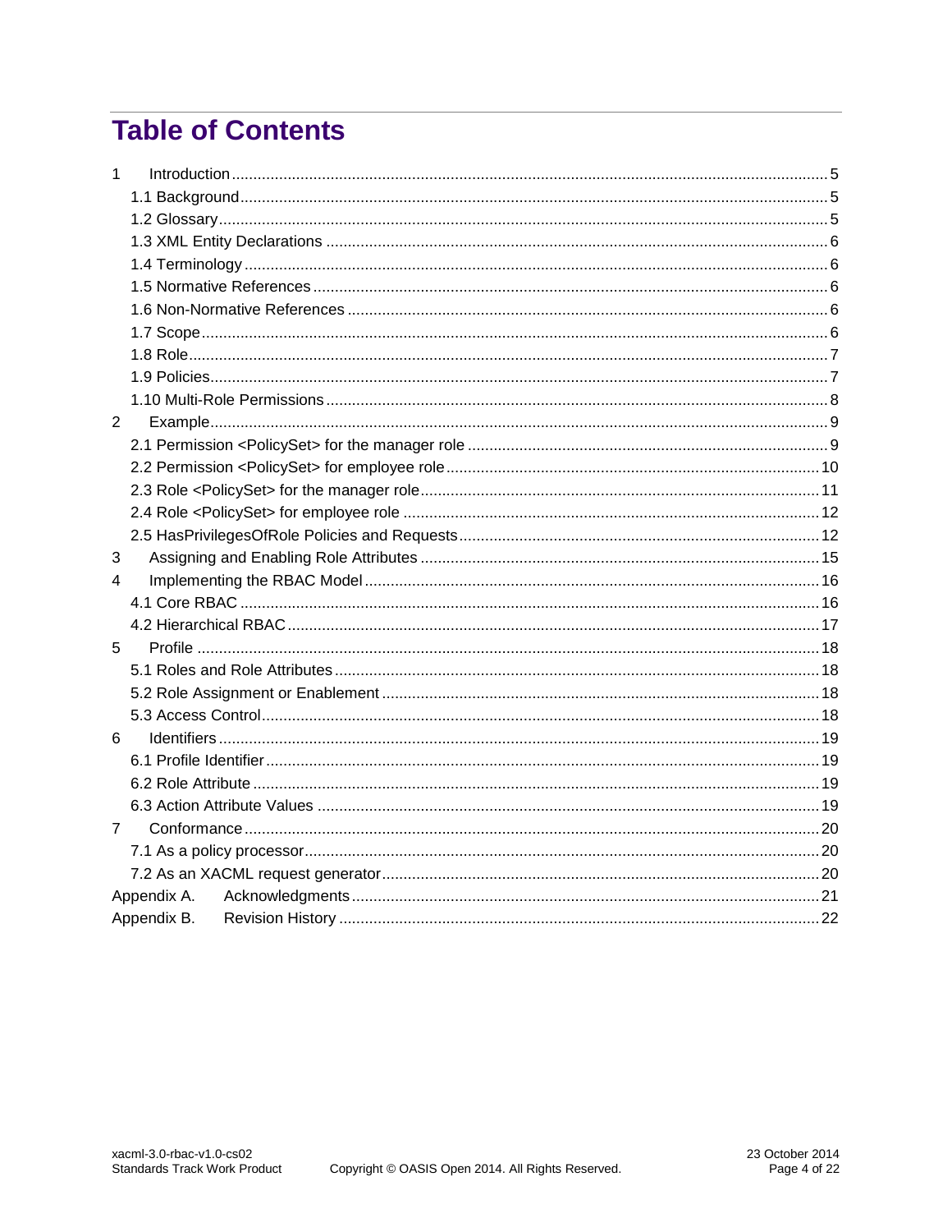# Table of Contents

1 Introduction ... 5
- 1.1 Background ... 5
- 1.2 Glossary ... 5
- 1.3 XML Entity Declarations ... 6
- 1.4 Terminology ... 6
- 1.5 Normative References ... 6
- 1.6 Non-Normative References ... 6
- 1.7 Scope ... 6
- 1.8 Role ... 7
- 1.9 Policies ... 7
- 1.10 Multi-Role Permissions ... 8

2 Example ... 9
- 2.1 Permission <PolicySet> for the manager role ... 9
- 2.2 Permission <PolicySet> for employee role ... 10
- 2.3 Role <PolicySet> for the manager role ... 11
- 2.4 Role <PolicySet> for employee role ... 12
- 2.5 HasPrivilegesOfRole Policies and Requests ... 12

3 Assigning and Enabling Role Attributes ... 15

4 Implementing the RBAC Model ... 16
- 4.1 Core RBAC ... 16
- 4.2 Hierarchical RBAC ... 17

5 Profile ... 18
- 5.1 Roles and Role Attributes ... 18
- 5.2 Role Assignment or Enablement ... 18
- 5.3 Access Control ... 18

6 Identifiers ... 19
- 6.1 Profile Identifier ... 19
- 6.2 Role Attribute ... 19
- 6.3 Action Attribute Values ... 19

7 Conformance ... 20
- 7.1 As a policy processor ... 20
- 7.2 As an XACML request generator ... 20

Appendix A. Acknowledgments ... 21

Appendix B. Revision History ... 22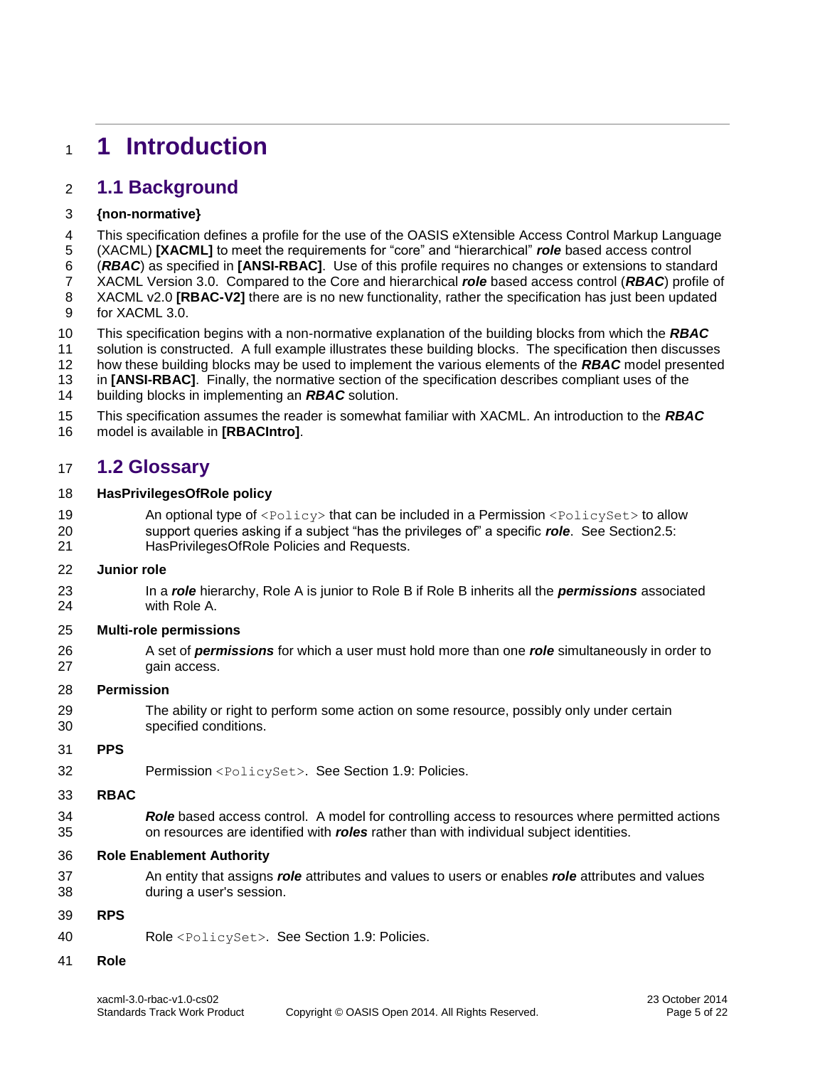# 1 Introduction

## 1.1 Background

**{non-normative}**

This specification defines a profile for the use of the OASIS eXtensible Access Control Markup Language (XACML) **[XACML]** to meet the requirements for "core" and "hierarchical" ***role*** based access control (***RBAC***) as specified in **[ANSI-RBAC]**. Use of this profile requires no changes or extensions to standard XACML Version 3.0. Compared to the Core and hierarchical ***role*** based access control (***RBAC***) profile of XACML v2.0 **[RBAC-V2]** there are is no new functionality, rather the specification has just been updated for XACML 3.0.

This specification begins with a non-normative explanation of the building blocks from which the ***RBAC*** solution is constructed. A full example illustrates these building blocks. The specification then discusses how these building blocks may be used to implement the various elements of the ***RBAC*** model presented in **[ANSI-RBAC]**. Finally, the normative section of the specification describes compliant uses of the building blocks in implementing an ***RBAC*** solution.

This specification assumes the reader is somewhat familiar with XACML. An introduction to the ***RBAC*** model is available in **[RBACIntro]**.

## 1.2 Glossary

**HasPrivilegesOfRole policy**

An optional type of `<Policy>` that can be included in a Permission `<PolicySet>` to allow support queries asking if a subject "has the privileges of" a specific ***role***. See Section2.5: HasPrivilegesOfRole Policies and Requests.

**Junior role**

In a ***role*** hierarchy, Role A is junior to Role B if Role B inherits all the ***permissions*** associated with Role A.

**Multi-role permissions**

A set of ***permissions*** for which a user must hold more than one ***role*** simultaneously in order to gain access.

**Permission**

The ability or right to perform some action on some resource, possibly only under certain specified conditions.

**PPS**

Permission `<PolicySet>`. See Section 1.9: Policies.

**RBAC**

***Role*** based access control. A model for controlling access to resources where permitted actions on resources are identified with ***roles*** rather than with individual subject identities.

**Role Enablement Authority**

An entity that assigns ***role*** attributes and values to users or enables ***role*** attributes and values during a user's session.

**RPS**

Role `<PolicySet>`. See Section 1.9: Policies.

**Role**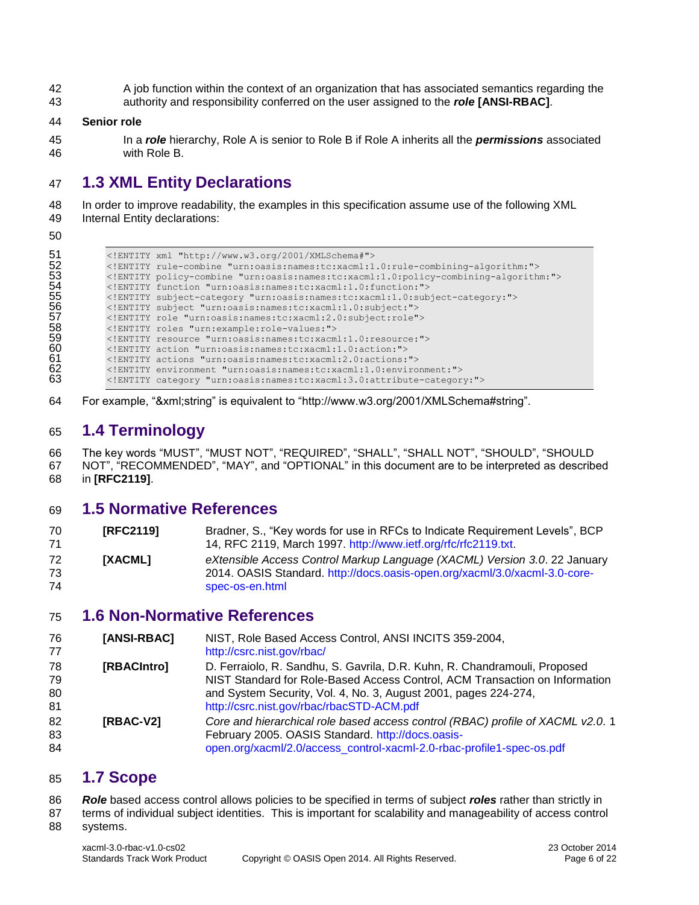A job function within the context of an organization that has associated semantics regarding the authority and responsibility conferred on the user assigned to the ***role*** **[ANSI-RBAC]**.

**Senior role**

In a ***role*** hierarchy, Role A is senior to Role B if Role A inherits all the ***permissions*** associated with Role B.

## 1.3 XML Entity Declarations

In order to improve readability, the examples in this specification assume use of the following XML Internal Entity declarations:

```
<!ENTITY xml "http://www.w3.org/2001/XMLSchema#">
<!ENTITY rule-combine "urn:oasis:names:tc:xacml:1.0:rule-combining-algorithm:">
<!ENTITY policy-combine "urn:oasis:names:tc:xacml:1.0:policy-combining-algorithm:">
<!ENTITY function "urn:oasis:names:tc:xacml:1.0:function:">
<!ENTITY subject-category "urn:oasis:names:tc:xacml:1.0:subject-category:">
<!ENTITY subject "urn:oasis:names:tc:xacml:1.0:subject:">
<!ENTITY role "urn:oasis:names:tc:xacml:2.0:subject:role">
<!ENTITY roles "urn:example:role-values:">
<!ENTITY resource "urn:oasis:names:tc:xacml:1.0:resource:">
<!ENTITY action "urn:oasis:names:tc:xacml:1.0:action:">
<!ENTITY actions "urn:oasis:names:tc:xacml:2.0:actions:">
<!ENTITY environment "urn:oasis:names:tc:xacml:1.0:environment:">
<!ENTITY category "urn:oasis:names:tc:xacml:3.0:attribute-category:">
```

For example, "&xml;string" is equivalent to "http://www.w3.org/2001/XMLSchema#string".

## 1.4 Terminology

The key words "MUST", "MUST NOT", "REQUIRED", "SHALL", "SHALL NOT", "SHOULD", "SHOULD NOT", "RECOMMENDED", "MAY", and "OPTIONAL" in this document are to be interpreted as described in **[RFC2119]**.

## 1.5 Normative References

**[RFC2119]** Bradner, S., "Key words for use in RFCs to Indicate Requirement Levels", BCP 14, RFC 2119, March 1997. http://www.ietf.org/rfc/rfc2119.txt.

**[XACML]** *eXtensible Access Control Markup Language (XACML) Version 3.0*. 22 January 2014. OASIS Standard. http://docs.oasis-open.org/xacml/3.0/xacml-3.0-core-spec-os-en.html

## 1.6 Non-Normative References

**[ANSI-RBAC]** NIST, Role Based Access Control, ANSI INCITS 359-2004, http://csrc.nist.gov/rbac/

**[RBACIntro]** D. Ferraiolo, R. Sandhu, S. Gavrila, D.R. Kuhn, R. Chandramouli, Proposed NIST Standard for Role-Based Access Control, ACM Transaction on Information and System Security, Vol. 4, No. 3, August 2001, pages 224-274, http://csrc.nist.gov/rbac/rbacSTD-ACM.pdf

**[RBAC-V2]** *Core and hierarchical role based access control (RBAC) profile of XACML v2.0*. 1 February 2005. OASIS Standard. http://docs.oasis-open.org/xacml/2.0/access_control-xacml-2.0-rbac-profile1-spec-os.pdf

## 1.7 Scope

***Role*** based access control allows policies to be specified in terms of subject ***roles*** rather than strictly in terms of individual subject identities. This is important for scalability and manageability of access control systems.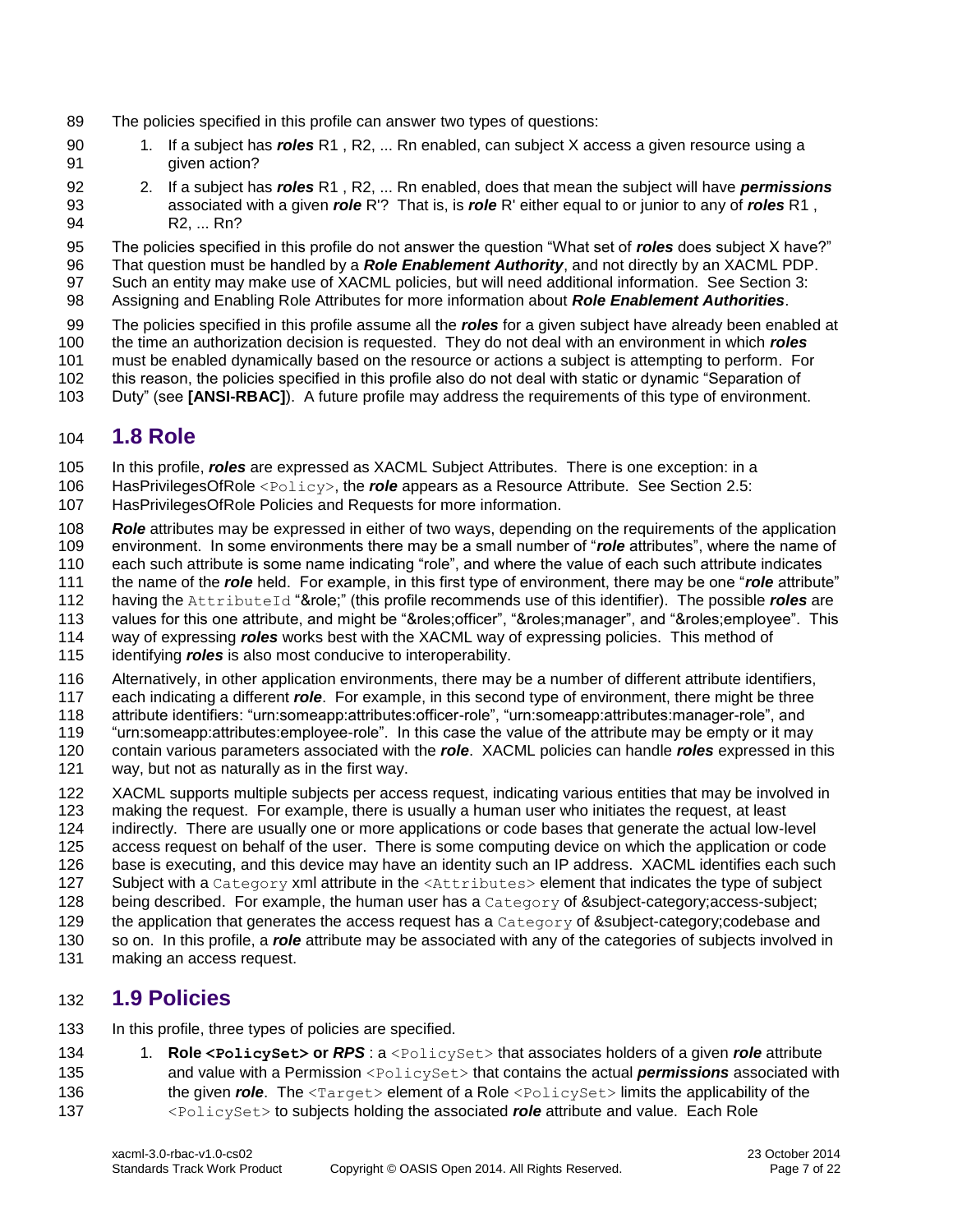The policies specified in this profile can answer two types of questions:

1. If a subject has ***roles*** R1 , R2, ... Rn enabled, can subject X access a given resource using a given action?
2. If a subject has ***roles*** R1 , R2, ... Rn enabled, does that mean the subject will have ***permissions*** associated with a given ***role*** R'? That is, is ***role*** R' either equal to or junior to any of ***roles*** R1 , R2, ... Rn?

The policies specified in this profile do not answer the question "What set of ***roles*** does subject X have?" That question must be handled by a ***Role Enablement Authority***, and not directly by an XACML PDP. Such an entity may make use of XACML policies, but will need additional information. See Section 3: Assigning and Enabling Role Attributes for more information about ***Role Enablement Authorities***.

The policies specified in this profile assume all the ***roles*** for a given subject have already been enabled at the time an authorization decision is requested. They do not deal with an environment in which ***roles*** must be enabled dynamically based on the resource or actions a subject is attempting to perform. For this reason, the policies specified in this profile also do not deal with static or dynamic "Separation of Duty" (see **[ANSI-RBAC]**). A future profile may address the requirements of this type of environment.

## 1.8 Role

In this profile, ***roles*** are expressed as XACML Subject Attributes. There is one exception: in a HasPrivilegesOfRole `<Policy>`, the ***role*** appears as a Resource Attribute. See Section 2.5: HasPrivilegesOfRole Policies and Requests for more information.

***Role*** attributes may be expressed in either of two ways, depending on the requirements of the application environment. In some environments there may be a small number of "***role*** attributes", where the name of each such attribute is some name indicating "role", and where the value of each such attribute indicates the name of the ***role*** held. For example, in this first type of environment, there may be one "***role*** attribute" having the `AttributeId` "&role;" (this profile recommends use of this identifier). The possible ***roles*** are values for this one attribute, and might be "&roles;officer", "&roles;manager", and "&roles;employee". This way of expressing ***roles*** works best with the XACML way of expressing policies. This method of identifying ***roles*** is also most conducive to interoperability.

Alternatively, in other application environments, there may be a number of different attribute identifiers, each indicating a different ***role***. For example, in this second type of environment, there might be three attribute identifiers: "urn:someapp:attributes:officer-role", "urn:someapp:attributes:manager-role", and "urn:someapp:attributes:employee-role". In this case the value of the attribute may be empty or it may contain various parameters associated with the ***role***. XACML policies can handle ***roles*** expressed in this way, but not as naturally as in the first way.

XACML supports multiple subjects per access request, indicating various entities that may be involved in making the request. For example, there is usually a human user who initiates the request, at least indirectly. There are usually one or more applications or code bases that generate the actual low-level access request on behalf of the user. There is some computing device on which the application or code base is executing, and this device may have an identity such an IP address. XACML identifies each such Subject with a `Category` xml attribute in the `<Attributes>` element that indicates the type of subject being described. For example, the human user has a `Category` of &subject-category;access-subject; the application that generates the access request has a `Category` of &subject-category;codebase and so on. In this profile, a ***role*** attribute may be associated with any of the categories of subjects involved in making an access request.

## 1.9 Policies

In this profile, three types of policies are specified.

1. **Role `<PolicySet>` or *RPS*** : a `<PolicySet>` that associates holders of a given ***role*** attribute and value with a Permission `<PolicySet>` that contains the actual ***permissions*** associated with the given ***role***. The `<Target>` element of a Role `<PolicySet>` limits the applicability of the `<PolicySet>` to subjects holding the associated ***role*** attribute and value. Each Role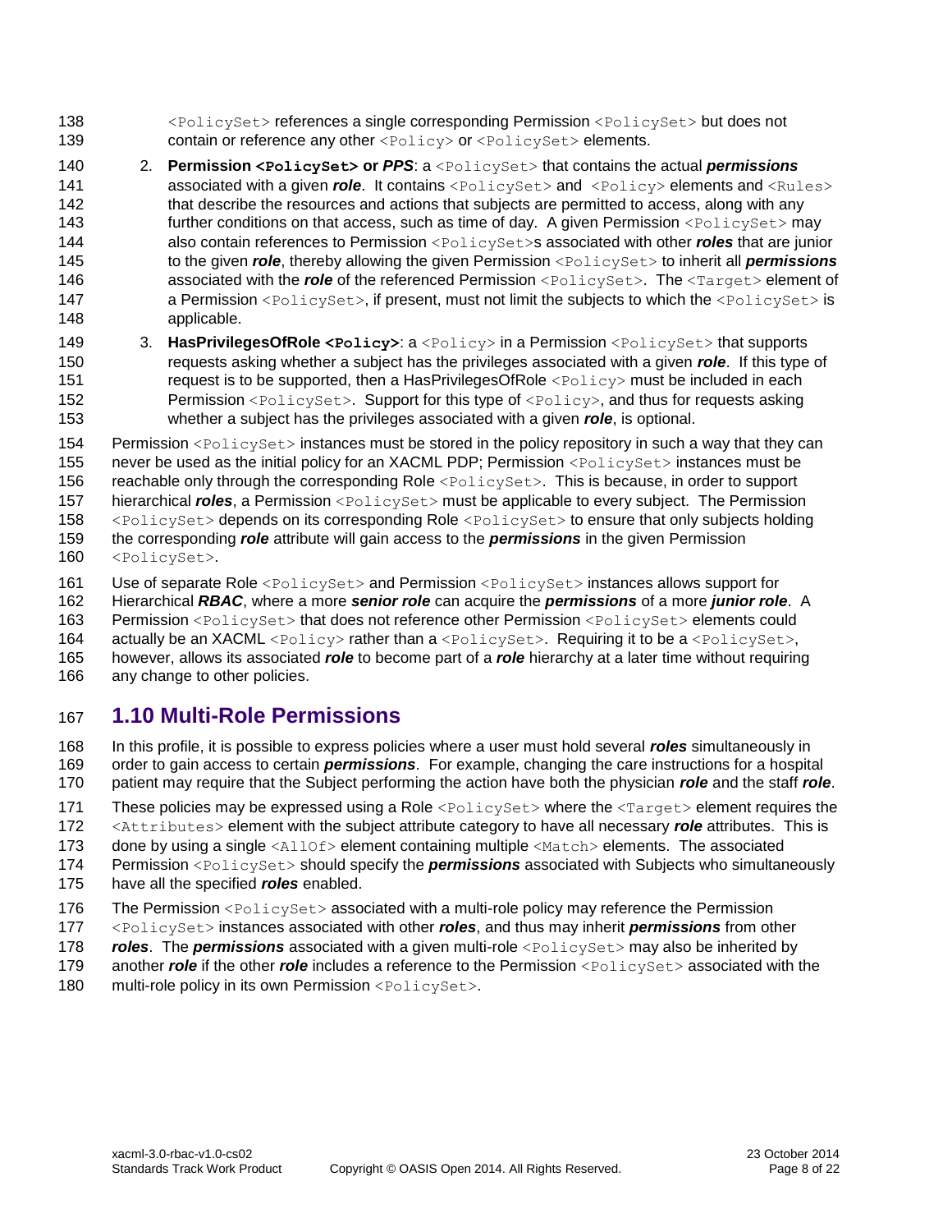`<PolicySet>` references a single corresponding Permission `<PolicySet>` but does not contain or reference any other `<Policy>` or `<PolicySet>` elements.

2. **Permission `<PolicySet>` or *PPS***: a `<PolicySet>` that contains the actual ***permissions*** associated with a given ***role***. It contains `<PolicySet>` and `<Policy>` elements and `<Rules>` that describe the resources and actions that subjects are permitted to access, along with any further conditions on that access, such as time of day. A given Permission `<PolicySet>` may also contain references to Permission `<PolicySet>`s associated with other ***roles*** that are junior to the given ***role***, thereby allowing the given Permission `<PolicySet>` to inherit all ***permissions*** associated with the ***role*** of the referenced Permission `<PolicySet>`. The `<Target>` element of a Permission `<PolicySet>`, if present, must not limit the subjects to which the `<PolicySet>` is applicable.
3. **HasPrivilegesOfRole `<Policy>`**: a `<Policy>` in a Permission `<PolicySet>` that supports requests asking whether a subject has the privileges associated with a given ***role***. If this type of request is to be supported, then a HasPrivilegesOfRole `<Policy>` must be included in each Permission `<PolicySet>`. Support for this type of `<Policy>`, and thus for requests asking whether a subject has the privileges associated with a given ***role***, is optional.

Permission `<PolicySet>` instances must be stored in the policy repository in such a way that they can never be used as the initial policy for an XACML PDP; Permission `<PolicySet>` instances must be reachable only through the corresponding Role `<PolicySet>`. This is because, in order to support hierarchical ***roles***, a Permission `<PolicySet>` must be applicable to every subject. The Permission `<PolicySet>` depends on its corresponding Role `<PolicySet>` to ensure that only subjects holding the corresponding ***role*** attribute will gain access to the ***permissions*** in the given Permission `<PolicySet>`.

Use of separate Role `<PolicySet>` and Permission `<PolicySet>` instances allows support for Hierarchical ***RBAC***, where a more ***senior role*** can acquire the ***permissions*** of a more ***junior role***. A Permission `<PolicySet>` that does not reference other Permission `<PolicySet>` elements could actually be an XACML `<Policy>` rather than a `<PolicySet>`. Requiring it to be a `<PolicySet>`, however, allows its associated ***role*** to become part of a ***role*** hierarchy at a later time without requiring any change to other policies.

## 1.10 Multi-Role Permissions

In this profile, it is possible to express policies where a user must hold several ***roles*** simultaneously in order to gain access to certain ***permissions***. For example, changing the care instructions for a hospital patient may require that the Subject performing the action have both the physician ***role*** and the staff ***role***.

These policies may be expressed using a Role `<PolicySet>` where the `<Target>` element requires the `<Attributes>` element with the subject attribute category to have all necessary ***role*** attributes. This is done by using a single `<AllOf>` element containing multiple `<Match>` elements. The associated Permission `<PolicySet>` should specify the ***permissions*** associated with Subjects who simultaneously have all the specified ***roles*** enabled.

The Permission `<PolicySet>` associated with a multi-role policy may reference the Permission `<PolicySet>` instances associated with other ***roles***, and thus may inherit ***permissions*** from other ***roles***. The ***permissions*** associated with a given multi-role `<PolicySet>` may also be inherited by another ***role*** if the other ***role*** includes a reference to the Permission `<PolicySet>` associated with the multi-role policy in its own Permission `<PolicySet>`.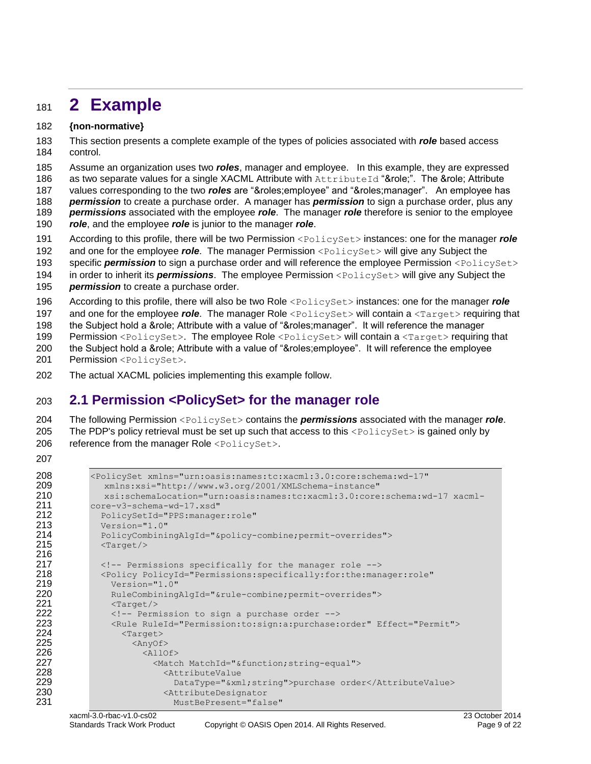# 2 Example

**{non-normative}**

This section presents a complete example of the types of policies associated with ***role*** based access control.

Assume an organization uses two ***roles***, manager and employee. In this example, they are expressed as two separate values for a single XACML Attribute with `AttributeId` "&role;". The &role; Attribute values corresponding to the two ***roles*** are "&roles;employee" and "&roles;manager". An employee has ***permission*** to create a purchase order. A manager has ***permission*** to sign a purchase order, plus any ***permissions*** associated with the employee ***role***. The manager ***role*** therefore is senior to the employee ***role***, and the employee ***role*** is junior to the manager ***role***.

According to this profile, there will be two Permission `<PolicySet>` instances: one for the manager ***role*** and one for the employee ***role***. The manager Permission `<PolicySet>` will give any Subject the specific ***permission*** to sign a purchase order and will reference the employee Permission `<PolicySet>` in order to inherit its ***permissions***. The employee Permission `<PolicySet>` will give any Subject the ***permission*** to create a purchase order.

According to this profile, there will also be two Role `<PolicySet>` instances: one for the manager ***role*** and one for the employee ***role***. The manager Role `<PolicySet>` will contain a `<Target>` requiring that the Subject hold a &role; Attribute with a value of "&roles;manager". It will reference the manager Permission `<PolicySet>`. The employee Role `<PolicySet>` will contain a `<Target>` requiring that the Subject hold a &role; Attribute with a value of "&roles;employee". It will reference the employee Permission `<PolicySet>`.

The actual XACML policies implementing this example follow.

## 2.1 Permission <PolicySet> for the manager role

The following Permission `<PolicySet>` contains the ***permissions*** associated with the manager ***role***. The PDP's policy retrieval must be set up such that access to this `<PolicySet>` is gained only by reference from the manager Role `<PolicySet>`.

```
<PolicySet xmlns="urn:oasis:names:tc:xacml:3.0:core:schema:wd-17"
   xmlns:xsi="http://www.w3.org/2001/XMLSchema-instance"
   xsi:schemaLocation="urn:oasis:names:tc:xacml:3.0:core:schema:wd-17 xacml-
core-v3-schema-wd-17.xsd"
  PolicySetId="PPS:manager:role"
  Version="1.0"
  PolicyCombiningAlgId="&policy-combine;permit-overrides">
  <Target/>

  <!-- Permissions specifically for the manager role -->
  <Policy PolicyId="Permissions:specifically:for:the:manager:role"
    Version="1.0"
    RuleCombiningAlgId="&rule-combine;permit-overrides">
    <Target/>
    <!-- Permission to sign a purchase order -->
    <Rule RuleId="Permission:to:sign:a:purchase:order" Effect="Permit">
      <Target>
        <AnyOf>
          <AllOf>
            <Match MatchId="&function;string-equal">
              <AttributeValue
                DataType="&xml;string">purchase order</AttributeValue>
              <AttributeDesignator
                MustBePresent="false"
```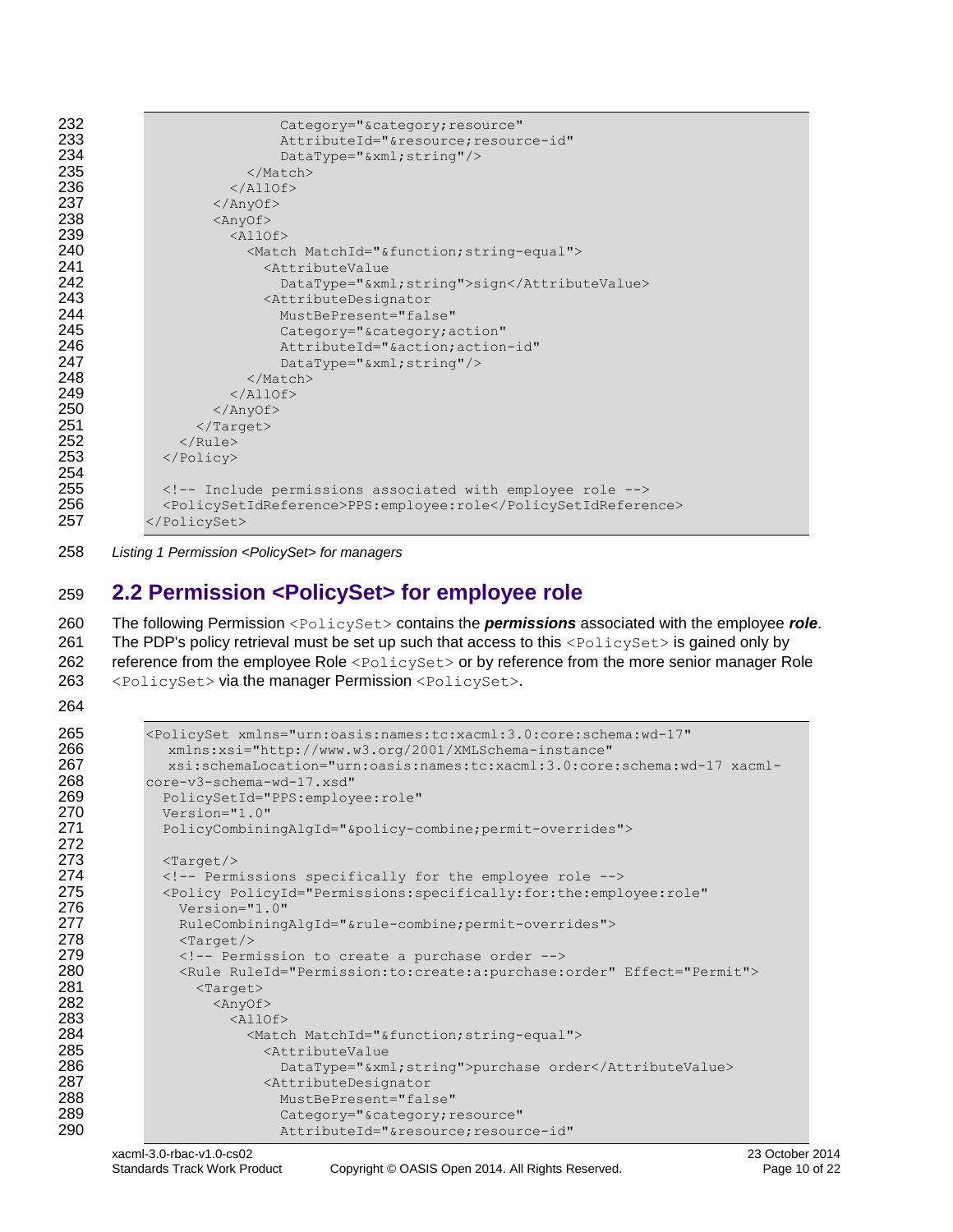```
                Category="&category;resource"
                AttributeId="&resource;resource-id"
                DataType="&xml;string"/>
            </Match>
          </AllOf>
        </AnyOf>
        <AnyOf>
          <AllOf>
            <Match MatchId="&function;string-equal">
              <AttributeValue
                DataType="&xml;string">sign</AttributeValue>
              <AttributeDesignator
                MustBePresent="false"
                Category="&category;action"
                AttributeId="&action;action-id"
                DataType="&xml;string"/>
            </Match>
          </AllOf>
        </AnyOf>
      </Target>
    </Rule>
  </Policy>

  <!-- Include permissions associated with employee role -->
  <PolicySetIdReference>PPS:employee:role</PolicySetIdReference>
</PolicySet>
```

*Listing 1 Permission <PolicySet> for managers*

## 2.2 Permission <PolicySet> for employee role

The following Permission `<PolicySet>` contains the ***permissions*** associated with the employee ***role***. The PDP's policy retrieval must be set up such that access to this `<PolicySet>` is gained only by reference from the employee Role `<PolicySet>` or by reference from the more senior manager Role `<PolicySet>` via the manager Permission `<PolicySet>`.

```
<PolicySet xmlns="urn:oasis:names:tc:xacml:3.0:core:schema:wd-17"
   xmlns:xsi="http://www.w3.org/2001/XMLSchema-instance"
   xsi:schemaLocation="urn:oasis:names:tc:xacml:3.0:core:schema:wd-17 xacml-
core-v3-schema-wd-17.xsd"
  PolicySetId="PPS:employee:role"
  Version="1.0"
  PolicyCombiningAlgId="&policy-combine;permit-overrides">

  <Target/>
  <!-- Permissions specifically for the employee role -->
  <Policy PolicyId="Permissions:specifically:for:the:employee:role"
    Version="1.0"
    RuleCombiningAlgId="&rule-combine;permit-overrides">
    <Target/>
    <!-- Permission to create a purchase order -->
    <Rule RuleId="Permission:to:create:a:purchase:order" Effect="Permit">
      <Target>
        <AnyOf>
          <AllOf>
            <Match MatchId="&function;string-equal">
              <AttributeValue
                DataType="&xml;string">purchase order</AttributeValue>
              <AttributeDesignator
                MustBePresent="false"
                Category="&category;resource"
                AttributeId="&resource;resource-id"
```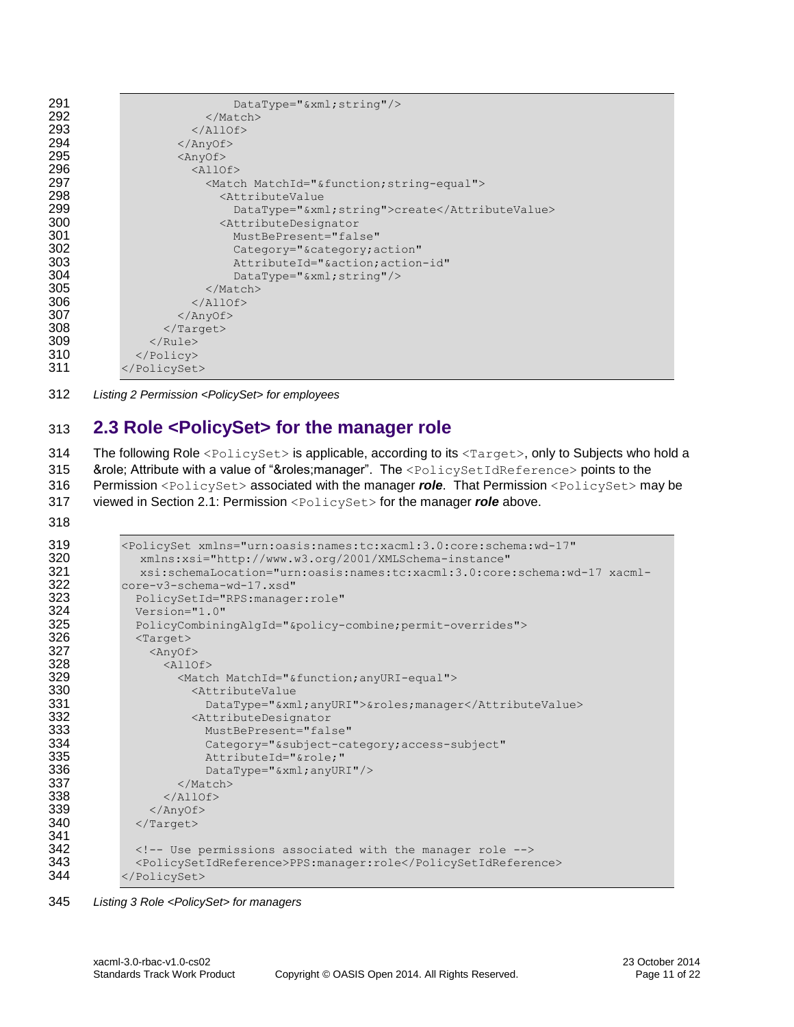```
                DataType="&xml;string"/>
            </Match>
          </AllOf>
        </AnyOf>
        <AnyOf>
          <AllOf>
            <Match MatchId="&function;string-equal">
              <AttributeValue
                DataType="&xml;string">create</AttributeValue>
              <AttributeDesignator
                MustBePresent="false"
                Category="&category;action"
                AttributeId="&action;action-id"
                DataType="&xml;string"/>
            </Match>
          </AllOf>
        </AnyOf>
      </Target>
    </Rule>
  </Policy>
</PolicySet>
```

*Listing 2 Permission <PolicySet> for employees*

## 2.3 Role <PolicySet> for the manager role

The following Role `<PolicySet>` is applicable, according to its `<Target>`, only to Subjects who hold a &role; Attribute with a value of "&roles;manager". The `<PolicySetIdReference>` points to the Permission `<PolicySet>` associated with the manager ***role***. That Permission `<PolicySet>` may be viewed in Section 2.1: Permission `<PolicySet>` for the manager ***role*** above.

```
<PolicySet xmlns="urn:oasis:names:tc:xacml:3.0:core:schema:wd-17"
   xmlns:xsi="http://www.w3.org/2001/XMLSchema-instance"
   xsi:schemaLocation="urn:oasis:names:tc:xacml:3.0:core:schema:wd-17 xacml-
core-v3-schema-wd-17.xsd"
  PolicySetId="RPS:manager:role"
  Version="1.0"
  PolicyCombiningAlgId="&policy-combine;permit-overrides">
  <Target>
    <AnyOf>
      <AllOf>
        <Match MatchId="&function;anyURI-equal">
          <AttributeValue
            DataType="&xml;anyURI">&roles;manager</AttributeValue>
          <AttributeDesignator
            MustBePresent="false"
            Category="&subject-category;access-subject"
            AttributeId="&role;"
            DataType="&xml;anyURI"/>
        </Match>
      </AllOf>
    </AnyOf>
  </Target>

  <!-- Use permissions associated with the manager role -->
  <PolicySetIdReference>PPS:manager:role</PolicySetIdReference>
</PolicySet>
```

*Listing 3 Role <PolicySet> for managers*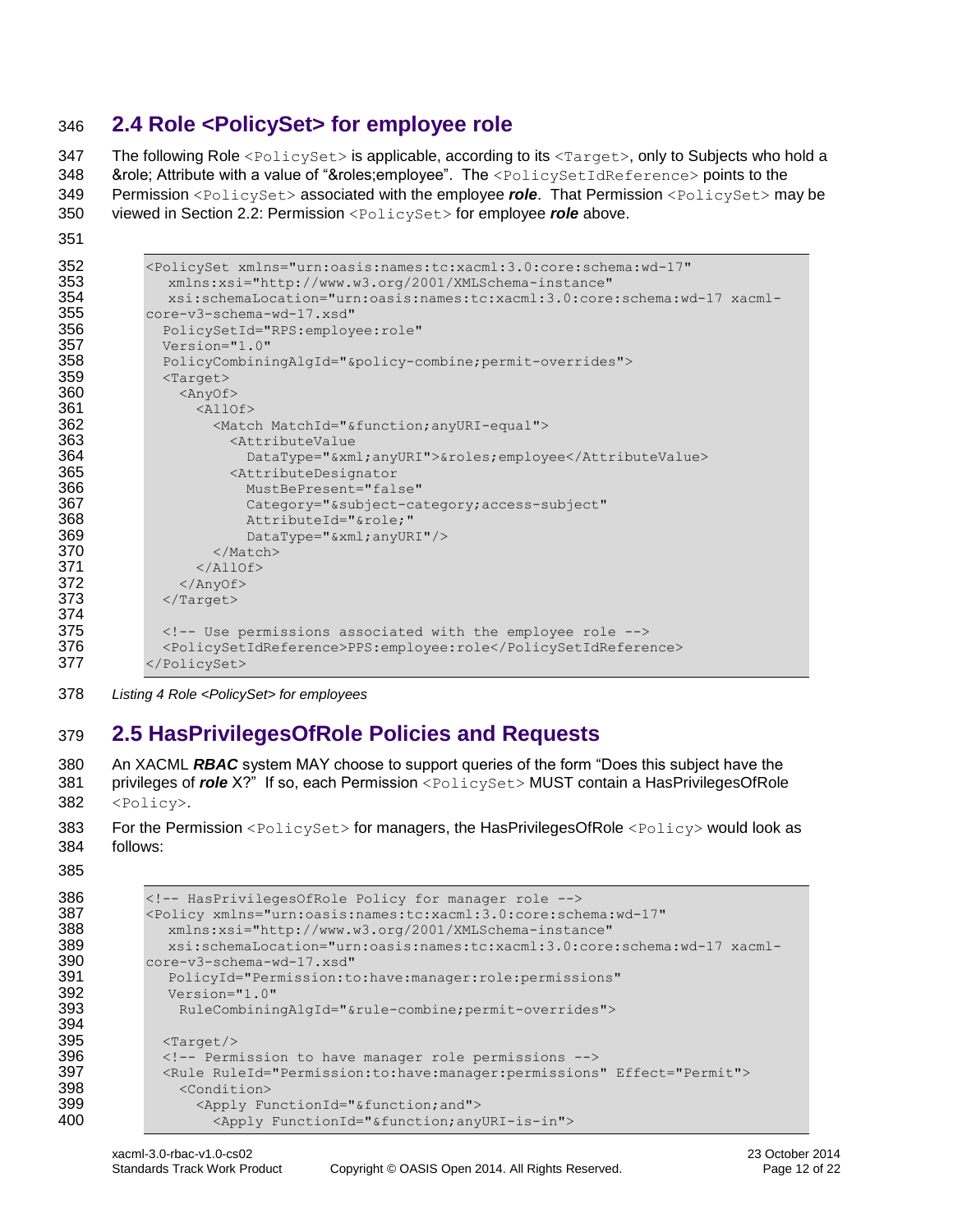## 2.4 Role <PolicySet> for employee role

The following Role `<PolicySet>` is applicable, according to its `<Target>`, only to Subjects who hold a &role; Attribute with a value of "&roles;employee". The `<PolicySetIdReference>` points to the Permission `<PolicySet>` associated with the employee ***role***. That Permission `<PolicySet>` may be viewed in Section 2.2: Permission `<PolicySet>` for employee ***role*** above.

```
<PolicySet xmlns="urn:oasis:names:tc:xacml:3.0:core:schema:wd-17"
   xmlns:xsi="http://www.w3.org/2001/XMLSchema-instance"
   xsi:schemaLocation="urn:oasis:names:tc:xacml:3.0:core:schema:wd-17 xacml-
core-v3-schema-wd-17.xsd"
  PolicySetId="RPS:employee:role"
  Version="1.0"
  PolicyCombiningAlgId="&policy-combine;permit-overrides">
  <Target>
    <AnyOf>
      <AllOf>
        <Match MatchId="&function;anyURI-equal">
          <AttributeValue
            DataType="&xml;anyURI">&roles;employee</AttributeValue>
          <AttributeDesignator
            MustBePresent="false"
            Category="&subject-category;access-subject"
            AttributeId="&role;"
            DataType="&xml;anyURI"/>
        </Match>
      </AllOf>
    </AnyOf>
  </Target>

  <!-- Use permissions associated with the employee role -->
  <PolicySetIdReference>PPS:employee:role</PolicySetIdReference>
</PolicySet>
```

*Listing 4 Role <PolicySet> for employees*

## 2.5 HasPrivilegesOfRole Policies and Requests

An XACML ***RBAC*** system MAY choose to support queries of the form "Does this subject have the privileges of ***role*** X?" If so, each Permission `<PolicySet>` MUST contain a HasPrivilegesOfRole `<Policy>`.

For the Permission `<PolicySet>` for managers, the HasPrivilegesOfRole `<Policy>` would look as follows:

```
<!-- HasPrivilegesOfRole Policy for manager role -->
<Policy xmlns="urn:oasis:names:tc:xacml:3.0:core:schema:wd-17"
   xmlns:xsi="http://www.w3.org/2001/XMLSchema-instance"
   xsi:schemaLocation="urn:oasis:names:tc:xacml:3.0:core:schema:wd-17 xacml-
core-v3-schema-wd-17.xsd"
   PolicyId="Permission:to:have:manager:role:permissions"
   Version="1.0"
    RuleCombiningAlgId="&rule-combine;permit-overrides">

  <Target/>
  <!-- Permission to have manager role permissions -->
  <Rule RuleId="Permission:to:have:manager:permissions" Effect="Permit">
    <Condition>
      <Apply FunctionId="&function;and">
        <Apply FunctionId="&function;anyURI-is-in">
```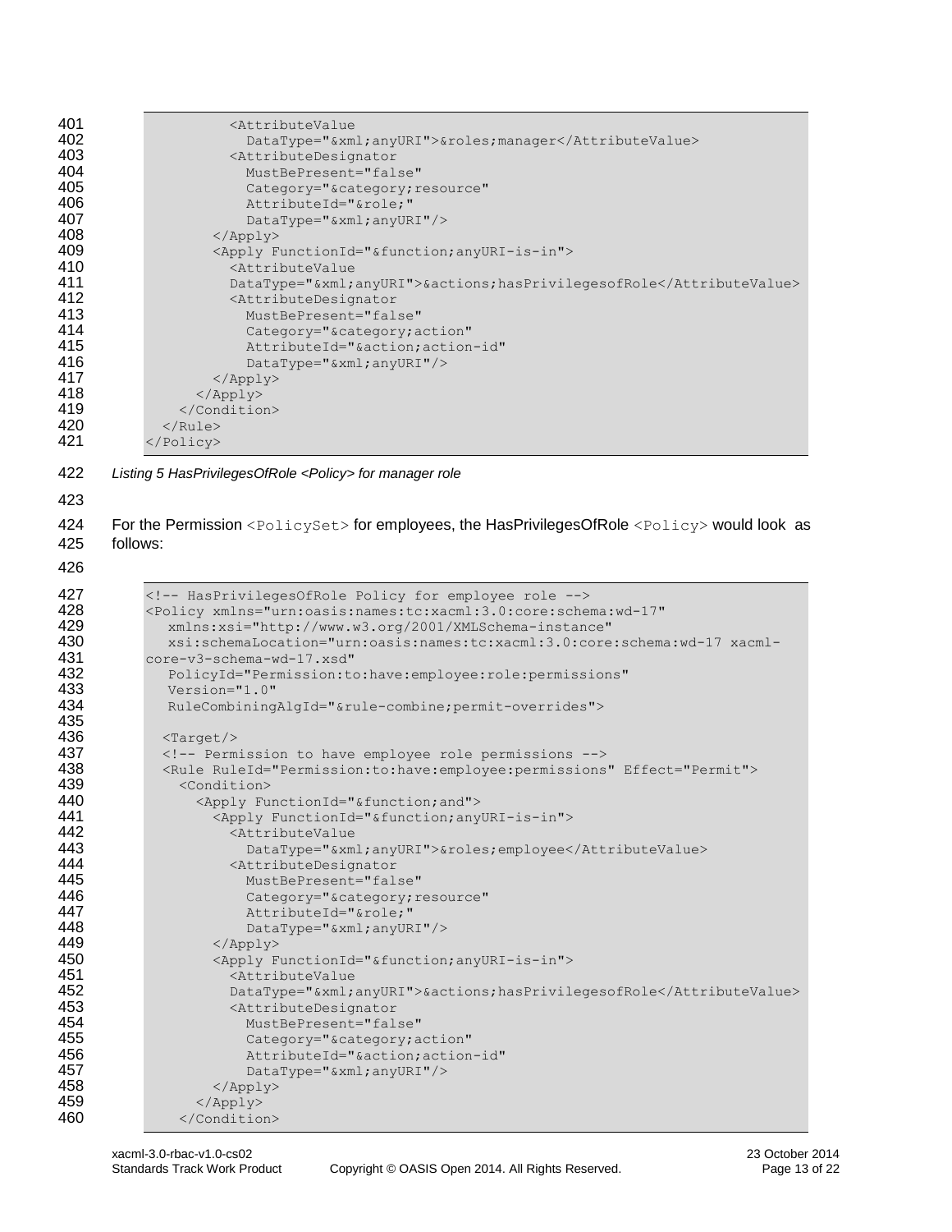```
              <AttributeValue
                DataType="&xml;anyURI">&roles;manager</AttributeValue>
              <AttributeDesignator
                MustBePresent="false"
                Category="&category;resource"
                AttributeId="&role;"
                DataType="&xml;anyURI"/>
            </Apply>
            <Apply FunctionId="&function;anyURI-is-in">
              <AttributeValue
              DataType="&xml;anyURI">&actions;hasPrivilegesofRole</AttributeValue>
              <AttributeDesignator
                MustBePresent="false"
                Category="&category;action"
                AttributeId="&action;action-id"
                DataType="&xml;anyURI"/>
            </Apply>
          </Apply>
        </Condition>
      </Rule>
    </Policy>
```

*Listing 5 HasPrivilegesOfRole <Policy> for manager role*

For the Permission `<PolicySet>` for employees, the HasPrivilegesOfRole `<Policy>` would look as follows:

```
<!-- HasPrivilegesOfRole Policy for employee role -->
<Policy xmlns="urn:oasis:names:tc:xacml:3.0:core:schema:wd-17"
   xmlns:xsi="http://www.w3.org/2001/XMLSchema-instance"
   xsi:schemaLocation="urn:oasis:names:tc:xacml:3.0:core:schema:wd-17 xacml-
core-v3-schema-wd-17.xsd"
   PolicyId="Permission:to:have:employee:role:permissions"
   Version="1.0"
   RuleCombiningAlgId="&rule-combine;permit-overrides">

  <Target/>
  <!-- Permission to have employee role permissions -->
  <Rule RuleId="Permission:to:have:employee:permissions" Effect="Permit">
    <Condition>
      <Apply FunctionId="&function;and">
        <Apply FunctionId="&function;anyURI-is-in">
          <AttributeValue
            DataType="&xml;anyURI">&roles;employee</AttributeValue>
          <AttributeDesignator
            MustBePresent="false"
            Category="&category;resource"
            AttributeId="&role;"
            DataType="&xml;anyURI"/>
        </Apply>
        <Apply FunctionId="&function;anyURI-is-in">
          <AttributeValue
          DataType="&xml;anyURI">&actions;hasPrivilegesofRole</AttributeValue>
          <AttributeDesignator
            MustBePresent="false"
            Category="&category;action"
            AttributeId="&action;action-id"
            DataType="&xml;anyURI"/>
        </Apply>
      </Apply>
    </Condition>
```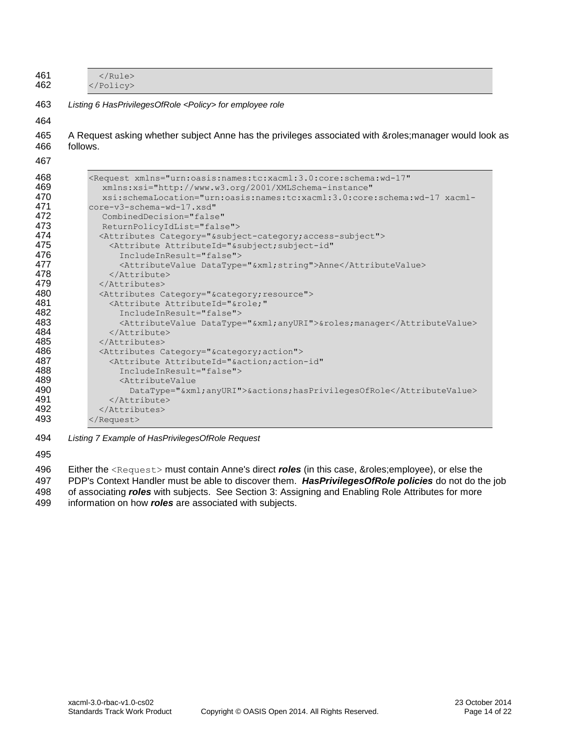```
    </Rule>
</Policy>
```

*Listing 6 HasPrivilegesOfRole <Policy> for employee role*

A Request asking whether subject Anne has the privileges associated with &roles;manager would look as follows.

```
<Request xmlns="urn:oasis:names:tc:xacml:3.0:core:schema:wd-17"
   xmlns:xsi="http://www.w3.org/2001/XMLSchema-instance"
   xsi:schemaLocation="urn:oasis:names:tc:xacml:3.0:core:schema:wd-17 xacml-
core-v3-schema-wd-17.xsd"
   CombinedDecision="false"
   ReturnPolicyIdList="false">
  <Attributes Category="&subject-category;access-subject">
    <Attribute AttributeId="&subject;subject-id"
      IncludeInResult="false">
      <AttributeValue DataType="&xml;string">Anne</AttributeValue>
    </Attribute>
  </Attributes>
  <Attributes Category="&category;resource">
    <Attribute AttributeId="&role;"
      IncludeInResult="false">
      <AttributeValue DataType="&xml;anyURI">&roles;manager</AttributeValue>
    </Attribute>
  </Attributes>
  <Attributes Category="&category;action">
    <Attribute AttributeId="&action;action-id"
      IncludeInResult="false">
      <AttributeValue
        DataType="&xml;anyURI">&actions;hasPrivilegesOfRole</AttributeValue>
    </Attribute>
  </Attributes>
</Request>
```

*Listing 7 Example of HasPrivilegesOfRole Request*

Either the `<Request>` must contain Anne's direct ***roles*** (in this case, &roles;employee), or else the PDP's Context Handler must be able to discover them. ***HasPrivilegesOfRole policies*** do not do the job of associating ***roles*** with subjects. See Section 3: Assigning and Enabling Role Attributes for more information on how ***roles*** are associated with subjects.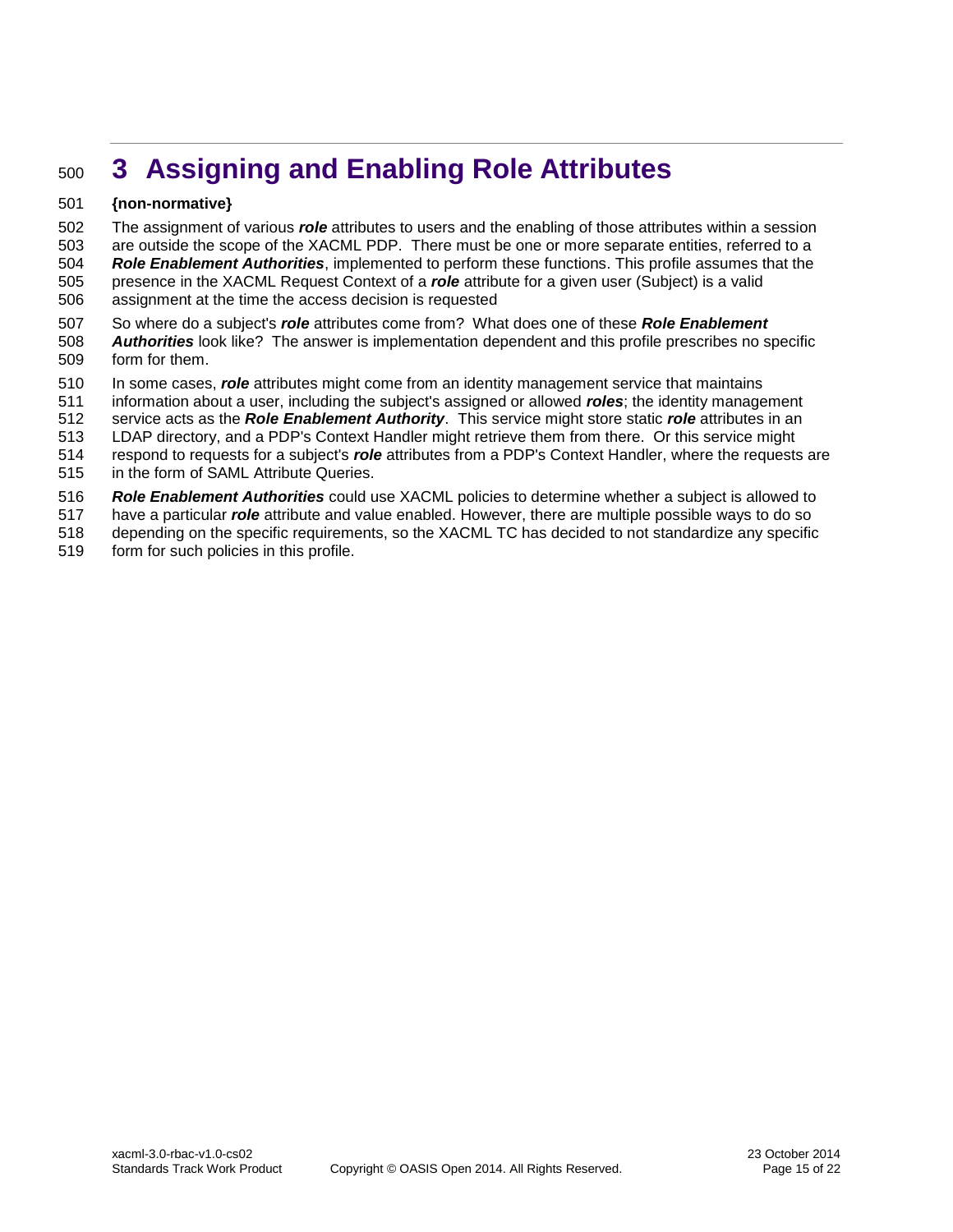# 3 Assigning and Enabling Role Attributes

**{non-normative}**

The assignment of various ***role*** attributes to users and the enabling of those attributes within a session are outside the scope of the XACML PDP. There must be one or more separate entities, referred to a ***Role Enablement Authorities***, implemented to perform these functions. This profile assumes that the presence in the XACML Request Context of a ***role*** attribute for a given user (Subject) is a valid assignment at the time the access decision is requested

So where do a subject's ***role*** attributes come from? What does one of these ***Role Enablement Authorities*** look like? The answer is implementation dependent and this profile prescribes no specific form for them.

In some cases, ***role*** attributes might come from an identity management service that maintains information about a user, including the subject's assigned or allowed ***roles***; the identity management service acts as the ***Role Enablement Authority***. This service might store static ***role*** attributes in an LDAP directory, and a PDP's Context Handler might retrieve them from there. Or this service might respond to requests for a subject's ***role*** attributes from a PDP's Context Handler, where the requests are in the form of SAML Attribute Queries.

***Role Enablement Authorities*** could use XACML policies to determine whether a subject is allowed to have a particular ***role*** attribute and value enabled. However, there are multiple possible ways to do so depending on the specific requirements, so the XACML TC has decided to not standardize any specific form for such policies in this profile.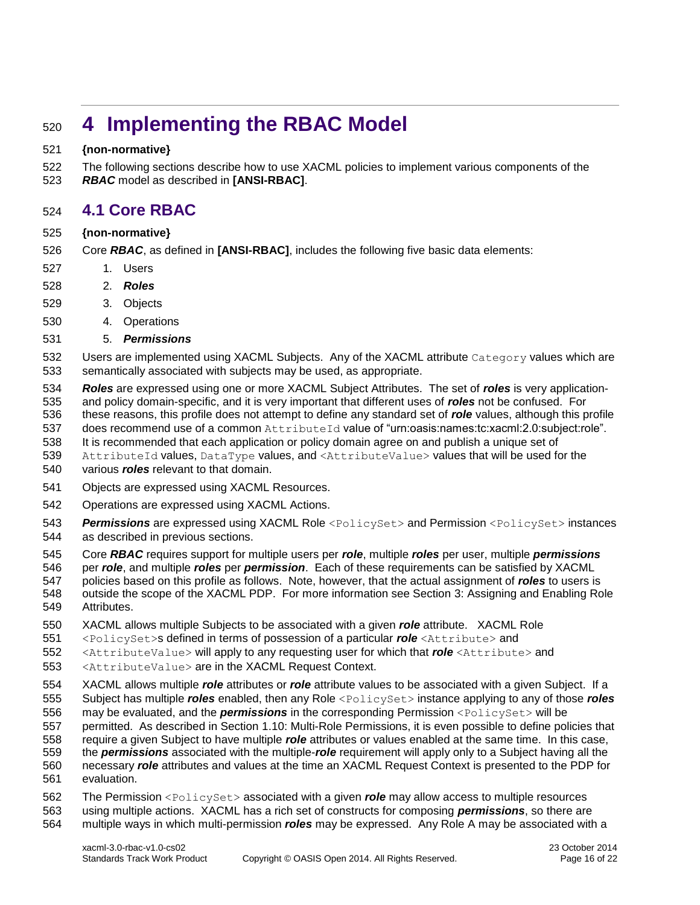# 4 Implementing the RBAC Model

**{non-normative}**

The following sections describe how to use XACML policies to implement various components of the ***RBAC*** model as described in **[ANSI-RBAC]**.

## 4.1 Core RBAC

**{non-normative}**

Core ***RBAC***, as defined in **[ANSI-RBAC]**, includes the following five basic data elements:

1. Users
2. ***Roles***
3. Objects
4. Operations
5. ***Permissions***

Users are implemented using XACML Subjects. Any of the XACML attribute `Category` values which are semantically associated with subjects may be used, as appropriate.

***Roles*** are expressed using one or more XACML Subject Attributes. The set of ***roles*** is very application- and policy domain-specific, and it is very important that different uses of ***roles*** not be confused. For these reasons, this profile does not attempt to define any standard set of ***role*** values, although this profile does recommend use of a common `AttributeId` value of "urn:oasis:names:tc:xacml:2.0:subject:role". It is recommended that each application or policy domain agree on and publish a unique set of `AttributeId` values, `DataType` values, and `<AttributeValue>` values that will be used for the various ***roles*** relevant to that domain.

Objects are expressed using XACML Resources.

Operations are expressed using XACML Actions.

***Permissions*** are expressed using XACML Role `<PolicySet>` and Permission `<PolicySet>` instances as described in previous sections.

Core ***RBAC*** requires support for multiple users per ***role***, multiple ***roles*** per user, multiple ***permissions*** per ***role***, and multiple ***roles*** per ***permission***. Each of these requirements can be satisfied by XACML policies based on this profile as follows. Note, however, that the actual assignment of ***roles*** to users is outside the scope of the XACML PDP. For more information see Section 3: Assigning and Enabling Role Attributes.

XACML allows multiple Subjects to be associated with a given ***role*** attribute. XACML Role `<PolicySet>`s defined in terms of possession of a particular ***role*** `<Attribute>` and `<AttributeValue>` will apply to any requesting user for which that ***role*** `<Attribute>` and `<AttributeValue>` are in the XACML Request Context.

XACML allows multiple ***role*** attributes or ***role*** attribute values to be associated with a given Subject. If a Subject has multiple ***roles*** enabled, then any Role `<PolicySet>` instance applying to any of those ***roles*** may be evaluated, and the ***permissions*** in the corresponding Permission `<PolicySet>` will be permitted. As described in Section 1.10: Multi-Role Permissions, it is even possible to define policies that require a given Subject to have multiple ***role*** attributes or values enabled at the same time. In this case, the ***permissions*** associated with the multiple-***role*** requirement will apply only to a Subject having all the necessary ***role*** attributes and values at the time an XACML Request Context is presented to the PDP for evaluation.

The Permission `<PolicySet>` associated with a given ***role*** may allow access to multiple resources using multiple actions. XACML has a rich set of constructs for composing ***permissions***, so there are multiple ways in which multi-permission ***roles*** may be expressed. Any Role A may be associated with a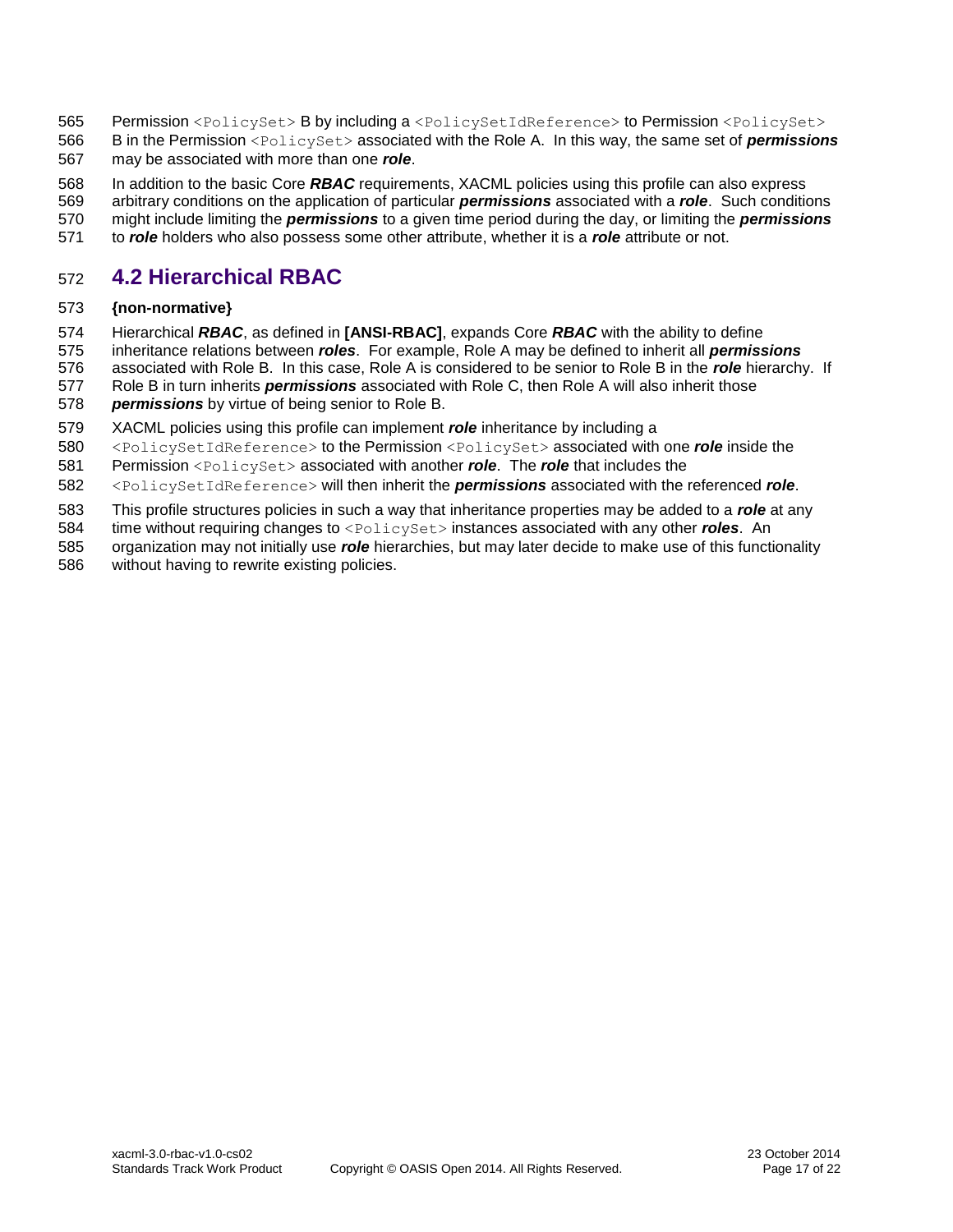Permission `<PolicySet>` B by including a `<PolicySetIdReference>` to Permission `<PolicySet>` B in the Permission `<PolicySet>` associated with the Role A. In this way, the same set of ***permissions*** may be associated with more than one ***role***.

In addition to the basic Core ***RBAC*** requirements, XACML policies using this profile can also express arbitrary conditions on the application of particular ***permissions*** associated with a ***role***. Such conditions might include limiting the ***permissions*** to a given time period during the day, or limiting the ***permissions*** to ***role*** holders who also possess some other attribute, whether it is a ***role*** attribute or not.

## 4.2 Hierarchical RBAC

**{non-normative}**

Hierarchical ***RBAC***, as defined in **[ANSI-RBAC]**, expands Core ***RBAC*** with the ability to define inheritance relations between ***roles***. For example, Role A may be defined to inherit all ***permissions*** associated with Role B. In this case, Role A is considered to be senior to Role B in the ***role*** hierarchy. If Role B in turn inherits ***permissions*** associated with Role C, then Role A will also inherit those ***permissions*** by virtue of being senior to Role B.

XACML policies using this profile can implement ***role*** inheritance by including a `<PolicySetIdReference>` to the Permission `<PolicySet>` associated with one ***role*** inside the Permission `<PolicySet>` associated with another ***role***. The ***role*** that includes the `<PolicySetIdReference>` will then inherit the ***permissions*** associated with the referenced ***role***.

This profile structures policies in such a way that inheritance properties may be added to a ***role*** at any time without requiring changes to `<PolicySet>` instances associated with any other ***roles***. An organization may not initially use ***role*** hierarchies, but may later decide to make use of this functionality without having to rewrite existing policies.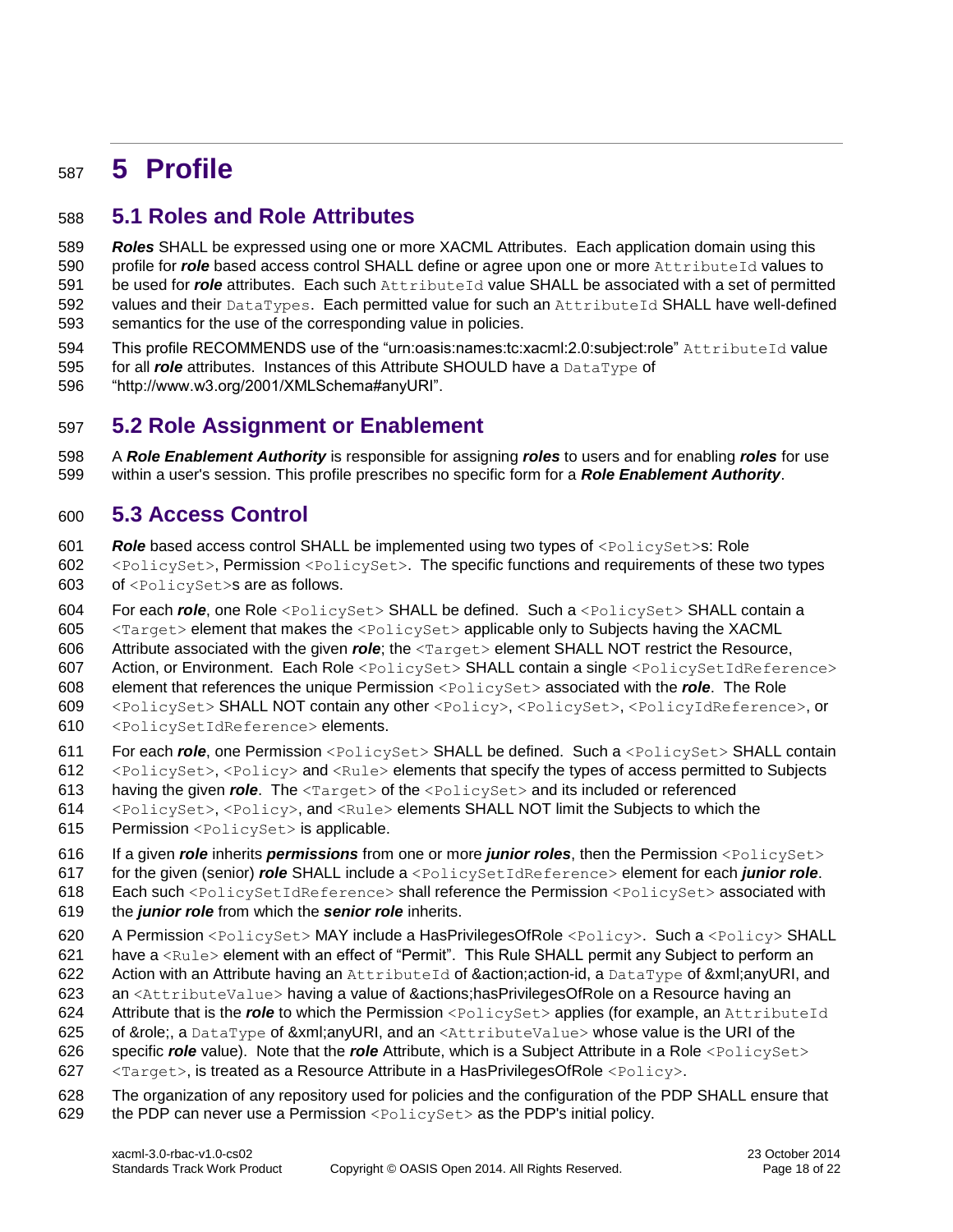# 5 Profile

## 5.1 Roles and Role Attributes

***Roles*** SHALL be expressed using one or more XACML Attributes. Each application domain using this profile for ***role*** based access control SHALL define or agree upon one or more `AttributeId` values to be used for ***role*** attributes. Each such `AttributeId` value SHALL be associated with a set of permitted values and their `DataTypes`. Each permitted value for such an `AttributeId` SHALL have well-defined semantics for the use of the corresponding value in policies.

This profile RECOMMENDS use of the "urn:oasis:names:tc:xacml:2.0:subject:role" `AttributeId` value for all ***role*** attributes. Instances of this Attribute SHOULD have a `DataType` of "http://www.w3.org/2001/XMLSchema#anyURI".

## 5.2 Role Assignment or Enablement

A ***Role Enablement Authority*** is responsible for assigning ***roles*** to users and for enabling ***roles*** for use within a user's session. This profile prescribes no specific form for a ***Role Enablement Authority***.

## 5.3 Access Control

***Role*** based access control SHALL be implemented using two types of `<PolicySet>`s: Role `<PolicySet>`, Permission `<PolicySet>`. The specific functions and requirements of these two types of `<PolicySet>`s are as follows.

For each ***role***, one Role `<PolicySet>` SHALL be defined. Such a `<PolicySet>` SHALL contain a `<Target>` element that makes the `<PolicySet>` applicable only to Subjects having the XACML Attribute associated with the given ***role***; the `<Target>` element SHALL NOT restrict the Resource, Action, or Environment. Each Role `<PolicySet>` SHALL contain a single `<PolicySetIdReference>` element that references the unique Permission `<PolicySet>` associated with the ***role***. The Role `<PolicySet>` SHALL NOT contain any other `<Policy>`, `<PolicySet>`, `<PolicyIdReference>`, or `<PolicySetIdReference>` elements.

For each ***role***, one Permission `<PolicySet>` SHALL be defined. Such a `<PolicySet>` SHALL contain `<PolicySet>`, `<Policy>` and `<Rule>` elements that specify the types of access permitted to Subjects having the given ***role***. The `<Target>` of the `<PolicySet>` and its included or referenced `<PolicySet>`, `<Policy>`, and `<Rule>` elements SHALL NOT limit the Subjects to which the Permission `<PolicySet>` is applicable.

If a given ***role*** inherits ***permissions*** from one or more ***junior roles***, then the Permission `<PolicySet>` for the given (senior) ***role*** SHALL include a `<PolicySetIdReference>` element for each ***junior role***. Each such `<PolicySetIdReference>` shall reference the Permission `<PolicySet>` associated with the ***junior role*** from which the ***senior role*** inherits.

A Permission `<PolicySet>` MAY include a HasPrivilegesOfRole `<Policy>`. Such a `<Policy>` SHALL have a `<Rule>` element with an effect of "Permit". This Rule SHALL permit any Subject to perform an Action with an Attribute having an `AttributeId` of &action;action-id, a `DataType` of &xml;anyURI, and an `<AttributeValue>` having a value of &actions;hasPrivilegesOfRole on a Resource having an Attribute that is the ***role*** to which the Permission `<PolicySet>` applies (for example, an `AttributeId` of &role;, a `DataType` of &xml;anyURI, and an `<AttributeValue>` whose value is the URI of the specific ***role*** value). Note that the ***role*** Attribute, which is a Subject Attribute in a Role `<PolicySet>` `<Target>`, is treated as a Resource Attribute in a HasPrivilegesOfRole `<Policy>`.

The organization of any repository used for policies and the configuration of the PDP SHALL ensure that the PDP can never use a Permission `<PolicySet>` as the PDP's initial policy.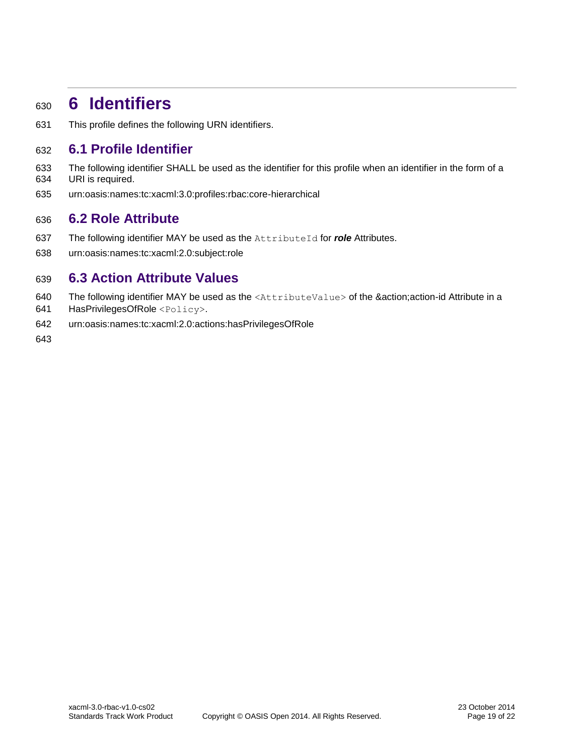# 6 Identifiers

This profile defines the following URN identifiers.

## 6.1 Profile Identifier

The following identifier SHALL be used as the identifier for this profile when an identifier in the form of a URI is required.

urn:oasis:names:tc:xacml:3.0:profiles:rbac:core-hierarchical

## 6.2 Role Attribute

The following identifier MAY be used as the `AttributeId` for ***role*** Attributes.

urn:oasis:names:tc:xacml:2.0:subject:role

## 6.3 Action Attribute Values

The following identifier MAY be used as the `<AttributeValue>` of the &action;action-id Attribute in a HasPrivilegesOfRole `<Policy>`.

urn:oasis:names:tc:xacml:2.0:actions:hasPrivilegesOfRole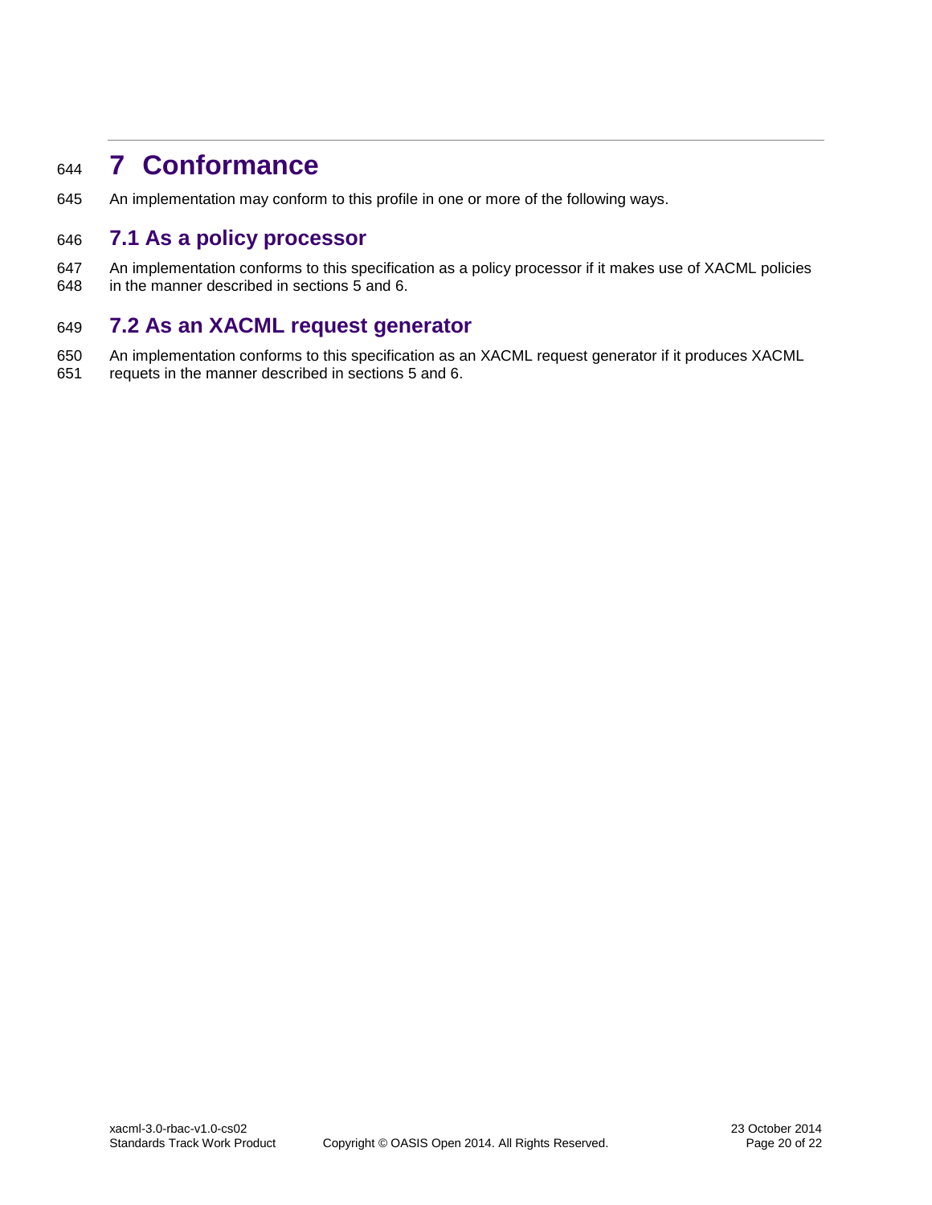# 7 Conformance

An implementation may conform to this profile in one or more of the following ways.

## 7.1 As a policy processor

An implementation conforms to this specification as a policy processor if it makes use of XACML policies in the manner described in sections 5 and 6.

## 7.2 As an XACML request generator

An implementation conforms to this specification as an XACML request generator if it produces XACML requets in the manner described in sections 5 and 6.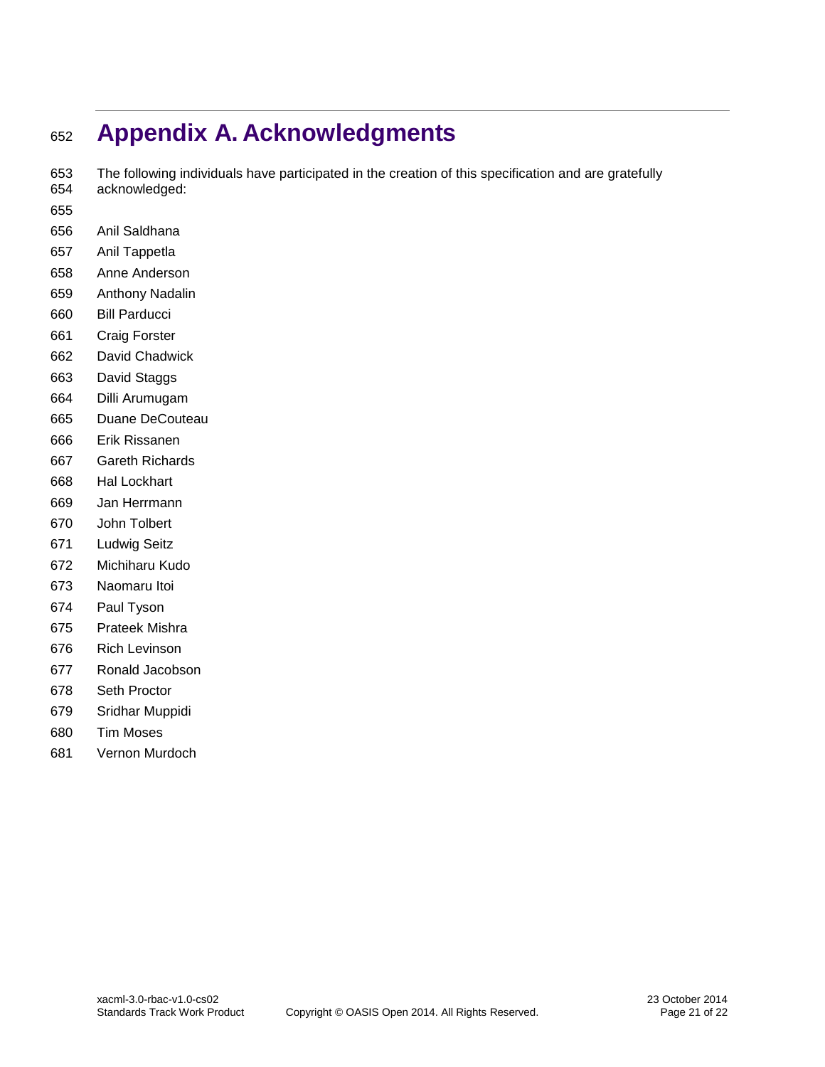# Appendix A. Acknowledgments

The following individuals have participated in the creation of this specification and are gratefully acknowledged:

Anil Saldhana
Anil Tappetla
Anne Anderson
Anthony Nadalin
Bill Parducci
Craig Forster
David Chadwick
David Staggs
Dilli Arumugam
Duane DeCouteau
Erik Rissanen
Gareth Richards
Hal Lockhart
Jan Herrmann
John Tolbert
Ludwig Seitz
Michiharu Kudo
Naomaru Itoi
Paul Tyson
Prateek Mishra
Rich Levinson
Ronald Jacobson
Seth Proctor
Sridhar Muppidi
Tim Moses
Vernon Murdoch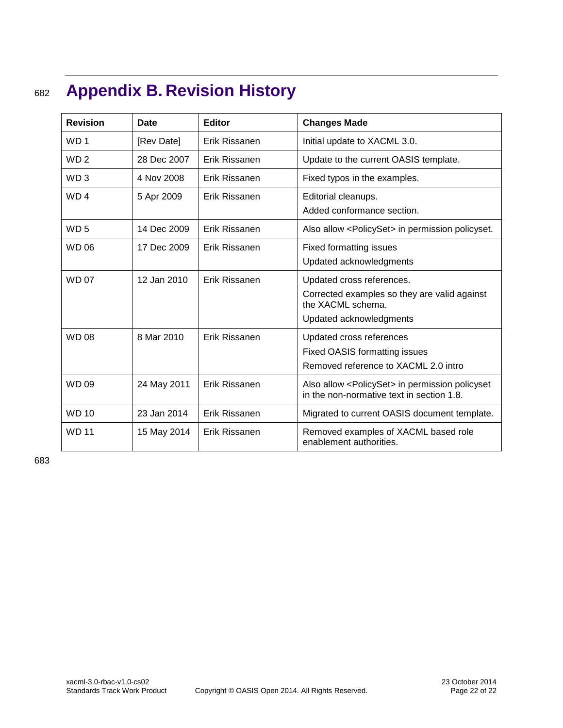# Appendix B. Revision History

| Revision | Date | Editor | Changes Made |
|---|---|---|---|
| WD 1 | [Rev Date] | Erik Rissanen | Initial update to XACML 3.0. |
| WD 2 | 28 Dec 2007 | Erik Rissanen | Update to the current OASIS template. |
| WD 3 | 4 Nov 2008 | Erik Rissanen | Fixed typos in the examples. |
| WD 4 | 5 Apr 2009 | Erik Rissanen | Editorial cleanups.<br>Added conformance section. |
| WD 5 | 14 Dec 2009 | Erik Rissanen | Also allow <PolicySet> in permission policyset. |
| WD 06 | 17 Dec 2009 | Erik Rissanen | Fixed formatting issues<br>Updated acknowledgments |
| WD 07 | 12 Jan 2010 | Erik Rissanen | Updated cross references.<br>Corrected examples so they are valid against the XACML schema.<br>Updated acknowledgments |
| WD 08 | 8 Mar 2010 | Erik Rissanen | Updated cross references<br>Fixed OASIS formatting issues<br>Removed reference to XACML 2.0 intro |
| WD 09 | 24 May 2011 | Erik Rissanen | Also allow <PolicySet> in permission policyset in the non-normative text in section 1.8. |
| WD 10 | 23 Jan 2014 | Erik Rissanen | Migrated to current OASIS document template. |
| WD 11 | 15 May 2014 | Erik Rissanen | Removed examples of XACML based role enablement authorities. |